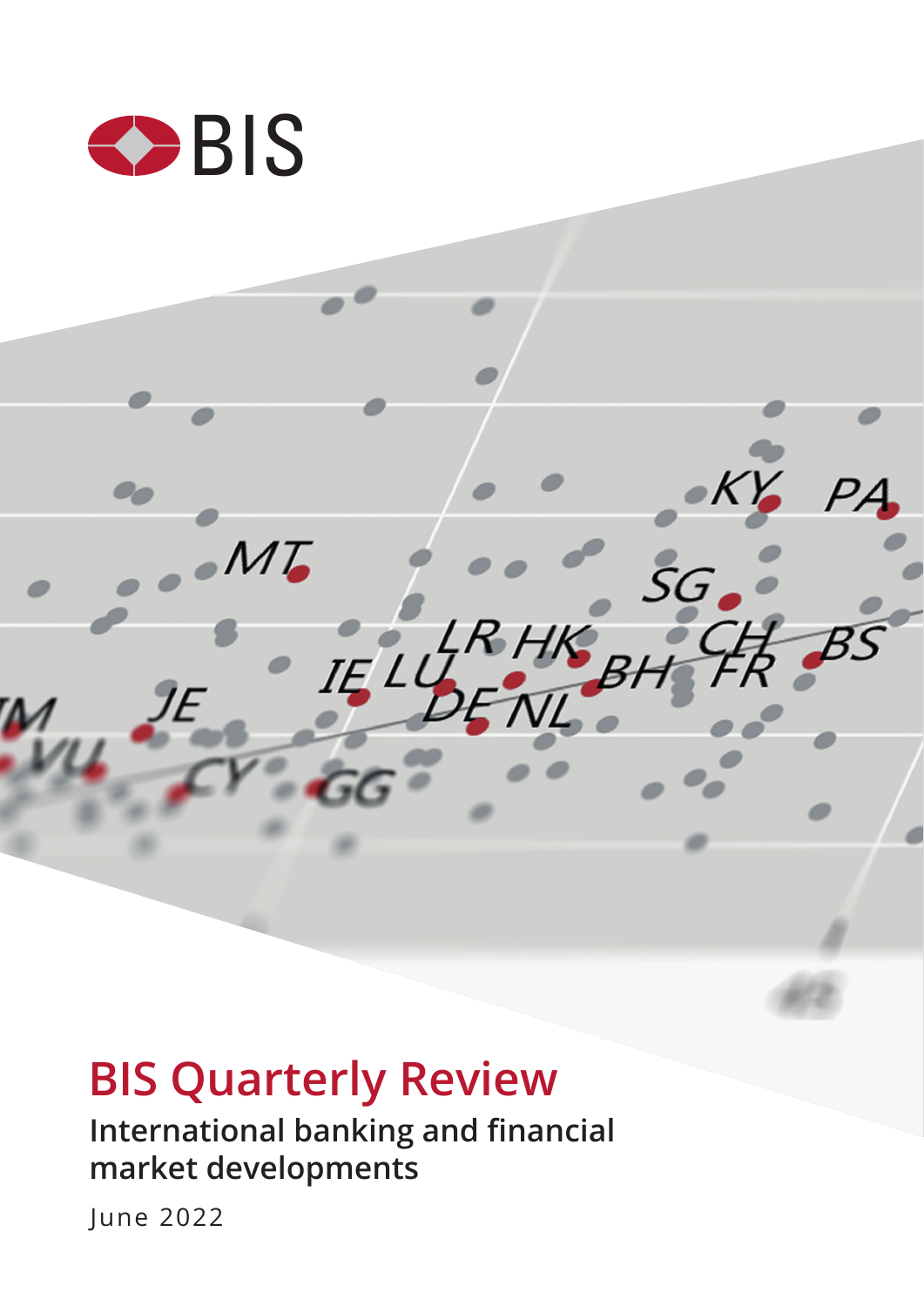BIS

# BIS Quarterly Review

## International banking and financial market developments

June 2022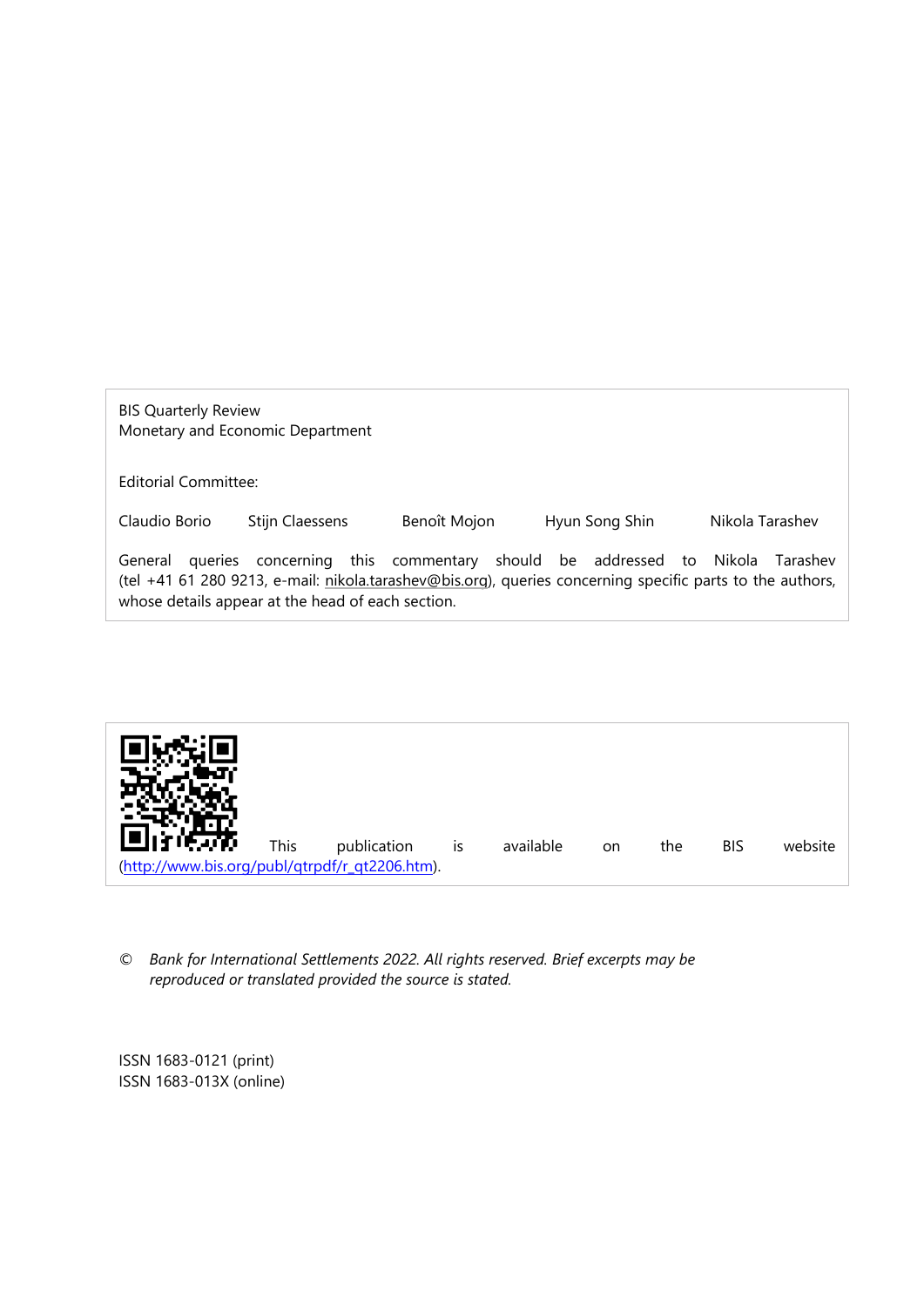BIS Quarterly Review
Monetary and Economic Department

Editorial Committee:

Claudio Borio   Stijn Claessens   Benoît Mojon   Hyun Song Shin   Nikola Tarashev

General queries concerning this commentary should be addressed to Nikola Tarashev (tel +41 61 280 9213, e-mail: nikola.tarashev@bis.org), queries concerning specific parts to the authors, whose details appear at the head of each section.

This publication is available on the BIS website (http://www.bis.org/publ/qtrpdf/r_qt2206.htm).

© *Bank for International Settlements 2022. All rights reserved. Brief excerpts may be reproduced or translated provided the source is stated.*

ISSN 1683-0121 (print)
ISSN 1683-013X (online)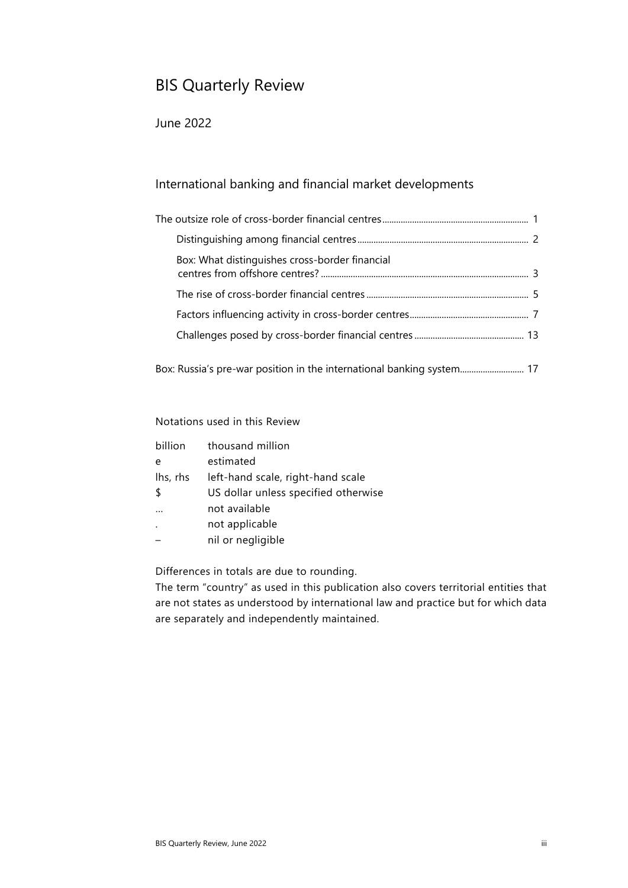# BIS Quarterly Review

June 2022

## International banking and financial market developments

The outsize role of cross-border financial centres ............................................................... 1

- Distinguishing among financial centres ........................................................................ 2
- Box: What distinguishes cross-border financial centres from offshore centres? ........................................................................................ 3
- The rise of cross-border financial centres ...................................................................... 5
- Factors influencing activity in cross-border centres .................................................. 7
- Challenges posed by cross-border financial centres ............................................... 13

Box: Russia's pre-war position in the international banking system........................... 17

Notations used in this Review

| | |
|---|---|
| billion | thousand million |
| e | estimated |
| lhs, rhs | left-hand scale, right-hand scale |
| $ | US dollar unless specified otherwise |
| … | not available |
| . | not applicable |
| – | nil or negligible |

Differences in totals are due to rounding.

The term "country" as used in this publication also covers territorial entities that are not states as understood by international law and practice but for which data are separately and independently maintained.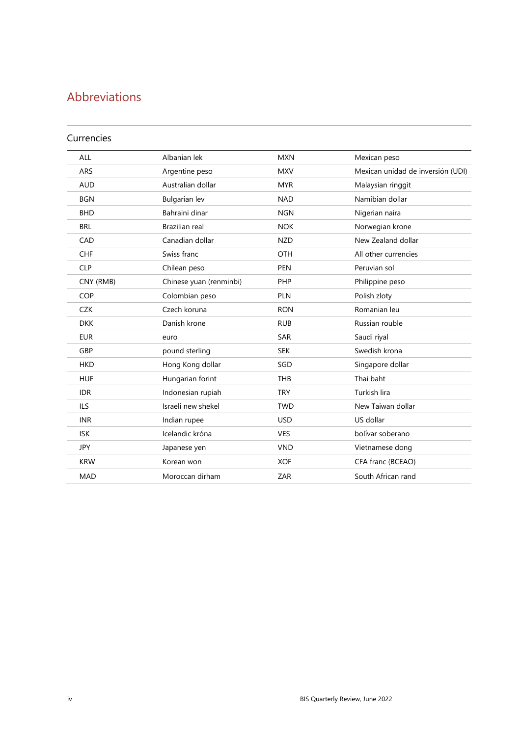# Abbreviations

## Currencies

| | | | |
|---|---|---|---|
| ALL | Albanian lek | MXN | Mexican peso |
| ARS | Argentine peso | MXV | Mexican unidad de inversión (UDI) |
| AUD | Australian dollar | MYR | Malaysian ringgit |
| BGN | Bulgarian lev | NAD | Namibian dollar |
| BHD | Bahraini dinar | NGN | Nigerian naira |
| BRL | Brazilian real | NOK | Norwegian krone |
| CAD | Canadian dollar | NZD | New Zealand dollar |
| CHF | Swiss franc | OTH | All other currencies |
| CLP | Chilean peso | PEN | Peruvian sol |
| CNY (RMB) | Chinese yuan (renminbi) | PHP | Philippine peso |
| COP | Colombian peso | PLN | Polish zloty |
| CZK | Czech koruna | RON | Romanian leu |
| DKK | Danish krone | RUB | Russian rouble |
| EUR | euro | SAR | Saudi riyal |
| GBP | pound sterling | SEK | Swedish krona |
| HKD | Hong Kong dollar | SGD | Singapore dollar |
| HUF | Hungarian forint | THB | Thai baht |
| IDR | Indonesian rupiah | TRY | Turkish lira |
| ILS | Israeli new shekel | TWD | New Taiwan dollar |
| INR | Indian rupee | USD | US dollar |
| ISK | Icelandic króna | VES | bolívar soberano |
| JPY | Japanese yen | VND | Vietnamese dong |
| KRW | Korean won | XOF | CFA franc (BCEAO) |
| MAD | Moroccan dirham | ZAR | South African rand |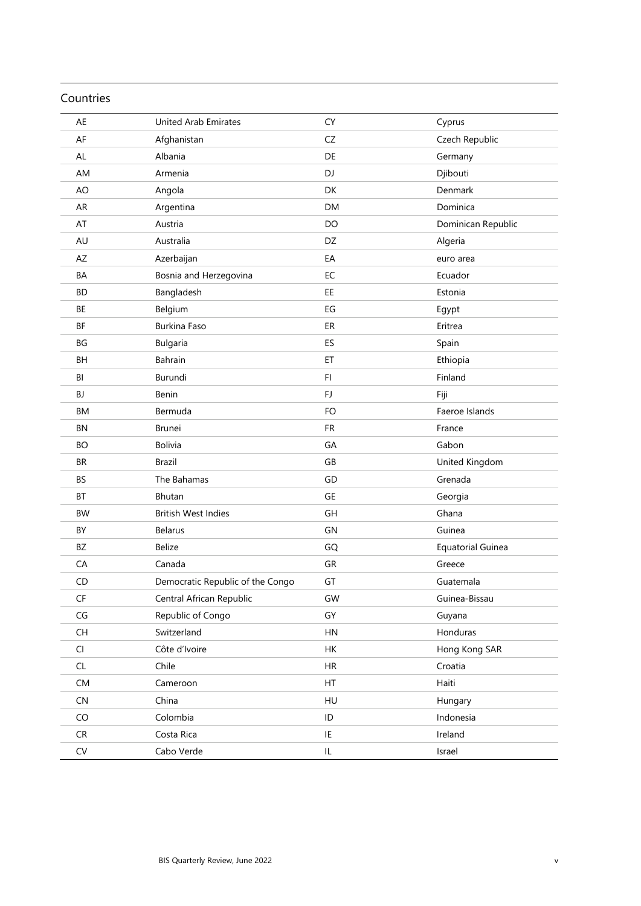## Countries

| | | | |
|---|---|---|---|
| AE | United Arab Emirates | CY | Cyprus |
| AF | Afghanistan | CZ | Czech Republic |
| AL | Albania | DE | Germany |
| AM | Armenia | DJ | Djibouti |
| AO | Angola | DK | Denmark |
| AR | Argentina | DM | Dominica |
| AT | Austria | DO | Dominican Republic |
| AU | Australia | DZ | Algeria |
| AZ | Azerbaijan | EA | euro area |
| BA | Bosnia and Herzegovina | EC | Ecuador |
| BD | Bangladesh | EE | Estonia |
| BE | Belgium | EG | Egypt |
| BF | Burkina Faso | ER | Eritrea |
| BG | Bulgaria | ES | Spain |
| BH | Bahrain | ET | Ethiopia |
| BI | Burundi | FI | Finland |
| BJ | Benin | FJ | Fiji |
| BM | Bermuda | FO | Faeroe Islands |
| BN | Brunei | FR | France |
| BO | Bolivia | GA | Gabon |
| BR | Brazil | GB | United Kingdom |
| BS | The Bahamas | GD | Grenada |
| BT | Bhutan | GE | Georgia |
| BW | British West Indies | GH | Ghana |
| BY | Belarus | GN | Guinea |
| BZ | Belize | GQ | Equatorial Guinea |
| CA | Canada | GR | Greece |
| CD | Democratic Republic of the Congo | GT | Guatemala |
| CF | Central African Republic | GW | Guinea-Bissau |
| CG | Republic of Congo | GY | Guyana |
| CH | Switzerland | HN | Honduras |
| CI | Côte d'Ivoire | HK | Hong Kong SAR |
| CL | Chile | HR | Croatia |
| CM | Cameroon | HT | Haiti |
| CN | China | HU | Hungary |
| CO | Colombia | ID | Indonesia |
| CR | Costa Rica | IE | Ireland |
| CV | Cabo Verde | IL | Israel |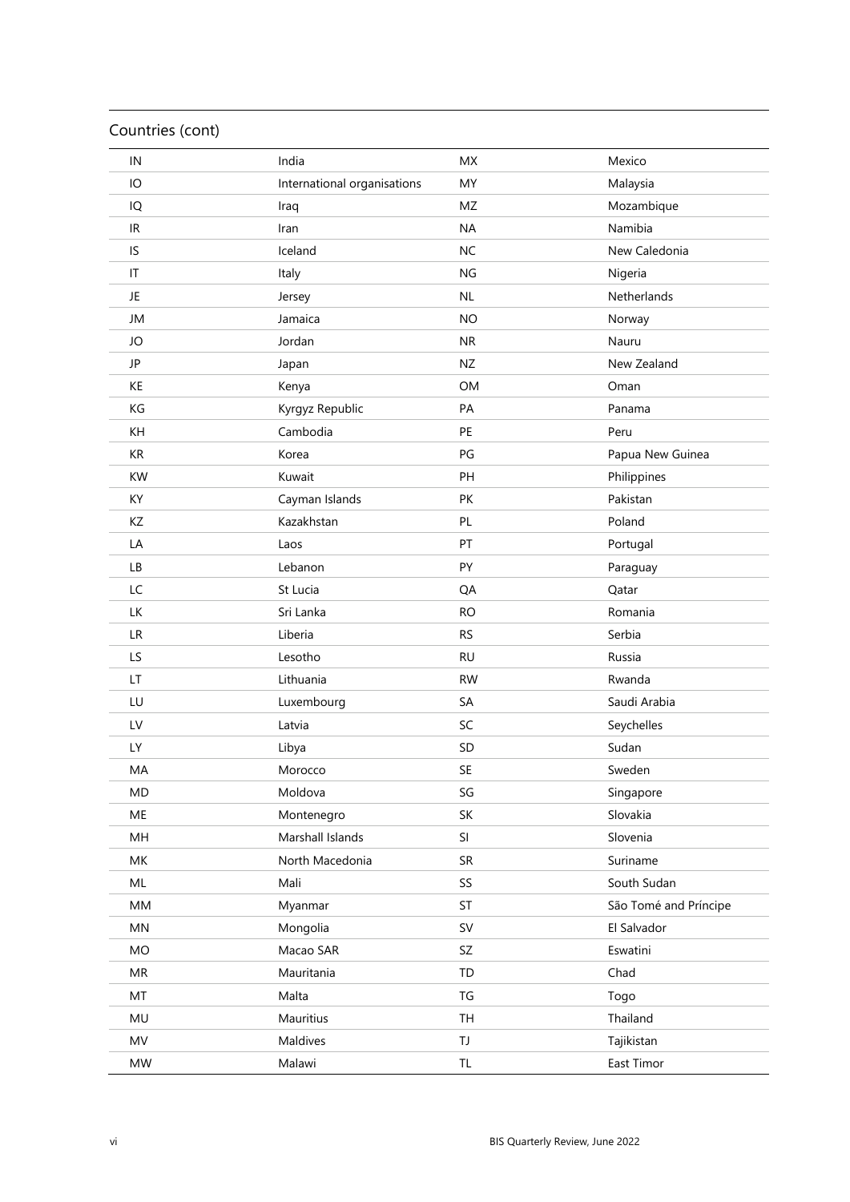Countries (cont)

| | | | |
|---|---|---|---|
| IN | India | MX | Mexico |
| IO | International organisations | MY | Malaysia |
| IQ | Iraq | MZ | Mozambique |
| IR | Iran | NA | Namibia |
| IS | Iceland | NC | New Caledonia |
| IT | Italy | NG | Nigeria |
| JE | Jersey | NL | Netherlands |
| JM | Jamaica | NO | Norway |
| JO | Jordan | NR | Nauru |
| JP | Japan | NZ | New Zealand |
| KE | Kenya | OM | Oman |
| KG | Kyrgyz Republic | PA | Panama |
| KH | Cambodia | PE | Peru |
| KR | Korea | PG | Papua New Guinea |
| KW | Kuwait | PH | Philippines |
| KY | Cayman Islands | PK | Pakistan |
| KZ | Kazakhstan | PL | Poland |
| LA | Laos | PT | Portugal |
| LB | Lebanon | PY | Paraguay |
| LC | St Lucia | QA | Qatar |
| LK | Sri Lanka | RO | Romania |
| LR | Liberia | RS | Serbia |
| LS | Lesotho | RU | Russia |
| LT | Lithuania | RW | Rwanda |
| LU | Luxembourg | SA | Saudi Arabia |
| LV | Latvia | SC | Seychelles |
| LY | Libya | SD | Sudan |
| MA | Morocco | SE | Sweden |
| MD | Moldova | SG | Singapore |
| ME | Montenegro | SK | Slovakia |
| MH | Marshall Islands | SI | Slovenia |
| MK | North Macedonia | SR | Suriname |
| ML | Mali | SS | South Sudan |
| MM | Myanmar | ST | São Tomé and Príncipe |
| MN | Mongolia | SV | El Salvador |
| MO | Macao SAR | SZ | Eswatini |
| MR | Mauritania | TD | Chad |
| MT | Malta | TG | Togo |
| MU | Mauritius | TH | Thailand |
| MV | Maldives | TJ | Tajikistan |
| MW | Malawi | TL | East Timor |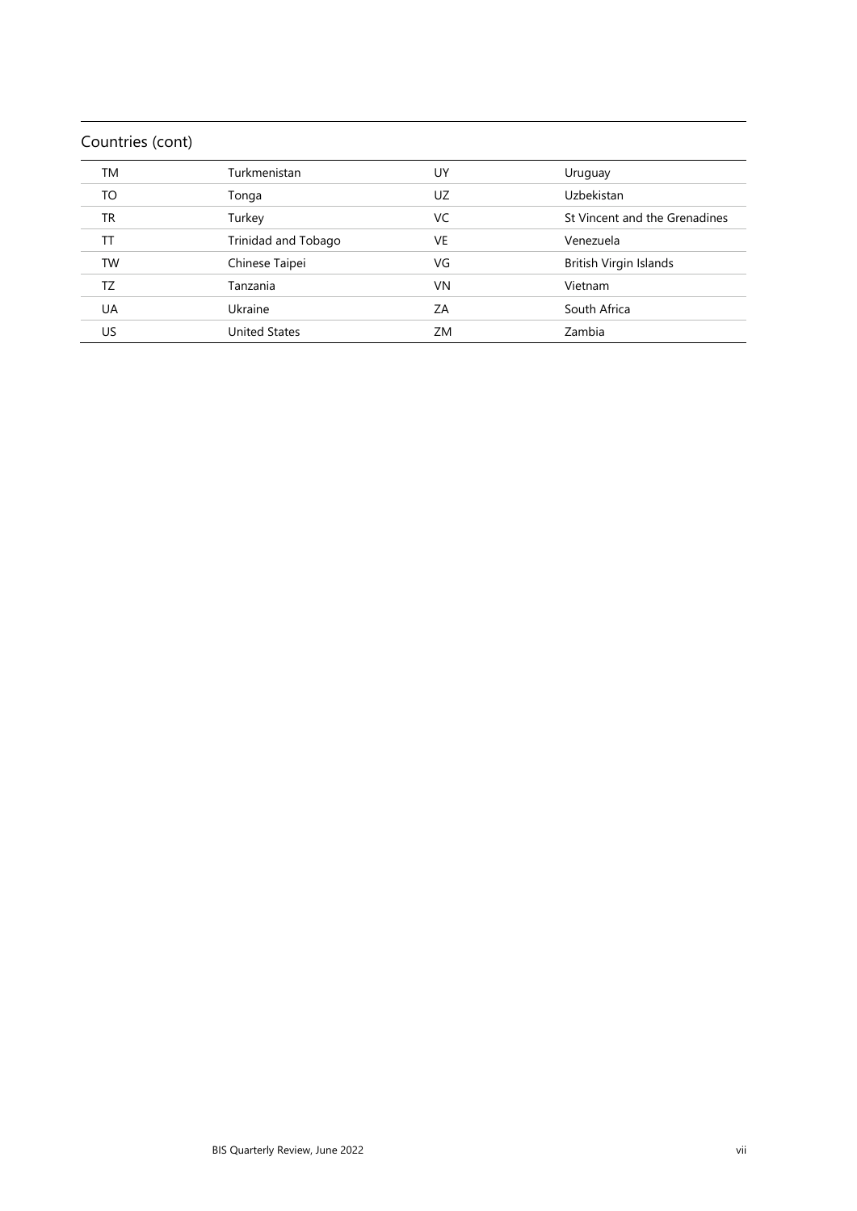## Countries (cont)

| | | | |
|---|---|---|---|
| TM | Turkmenistan | UY | Uruguay |
| TO | Tonga | UZ | Uzbekistan |
| TR | Turkey | VC | St Vincent and the Grenadines |
| TT | Trinidad and Tobago | VE | Venezuela |
| TW | Chinese Taipei | VG | British Virgin Islands |
| TZ | Tanzania | VN | Vietnam |
| UA | Ukraine | ZA | South Africa |
| US | United States | ZM | Zambia |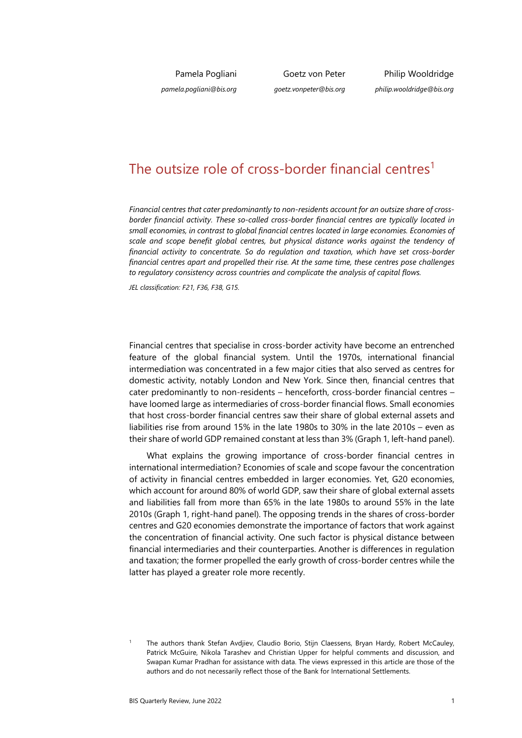Pamela Pogliani
*pamela.pogliani@bis.org*

Goetz von Peter
*goetz.vonpeter@bis.org*

Philip Wooldridge
*philip.wooldridge@bis.org*

# The outsize role of cross-border financial centres[1]

*Financial centres that cater predominantly to non-residents account for an outsize share of cross-border financial activity. These so-called cross-border financial centres are typically located in small economies, in contrast to global financial centres located in large economies. Economies of scale and scope benefit global centres, but physical distance works against the tendency of financial activity to concentrate. So do regulation and taxation, which have set cross-border financial centres apart and propelled their rise. At the same time, these centres pose challenges to regulatory consistency across countries and complicate the analysis of capital flows.*

*JEL classification: F21, F36, F38, G15.*

Financial centres that specialise in cross-border activity have become an entrenched feature of the global financial system. Until the 1970s, international financial intermediation was concentrated in a few major cities that also served as centres for domestic activity, notably London and New York. Since then, financial centres that cater predominantly to non-residents – henceforth, cross-border financial centres – have loomed large as intermediaries of cross-border financial flows. Small economies that host cross-border financial centres saw their share of global external assets and liabilities rise from around 15% in the late 1980s to 30% in the late 2010s – even as their share of world GDP remained constant at less than 3% (Graph 1, left-hand panel).

What explains the growing importance of cross-border financial centres in international intermediation? Economies of scale and scope favour the concentration of activity in financial centres embedded in larger economies. Yet, G20 economies, which account for around 80% of world GDP, saw their share of global external assets and liabilities fall from more than 65% in the late 1980s to around 55% in the late 2010s (Graph 1, right-hand panel). The opposing trends in the shares of cross-border centres and G20 economies demonstrate the importance of factors that work against the concentration of financial activity. One such factor is physical distance between financial intermediaries and their counterparties. Another is differences in regulation and taxation; the former propelled the early growth of cross-border centres while the latter has played a greater role more recently.

[1] The authors thank Stefan Avdjiev, Claudio Borio, Stijn Claessens, Bryan Hardy, Robert McCauley, Patrick McGuire, Nikola Tarashev and Christian Upper for helpful comments and discussion, and Swapan Kumar Pradhan for assistance with data. The views expressed in this article are those of the authors and do not necessarily reflect those of the Bank for International Settlements.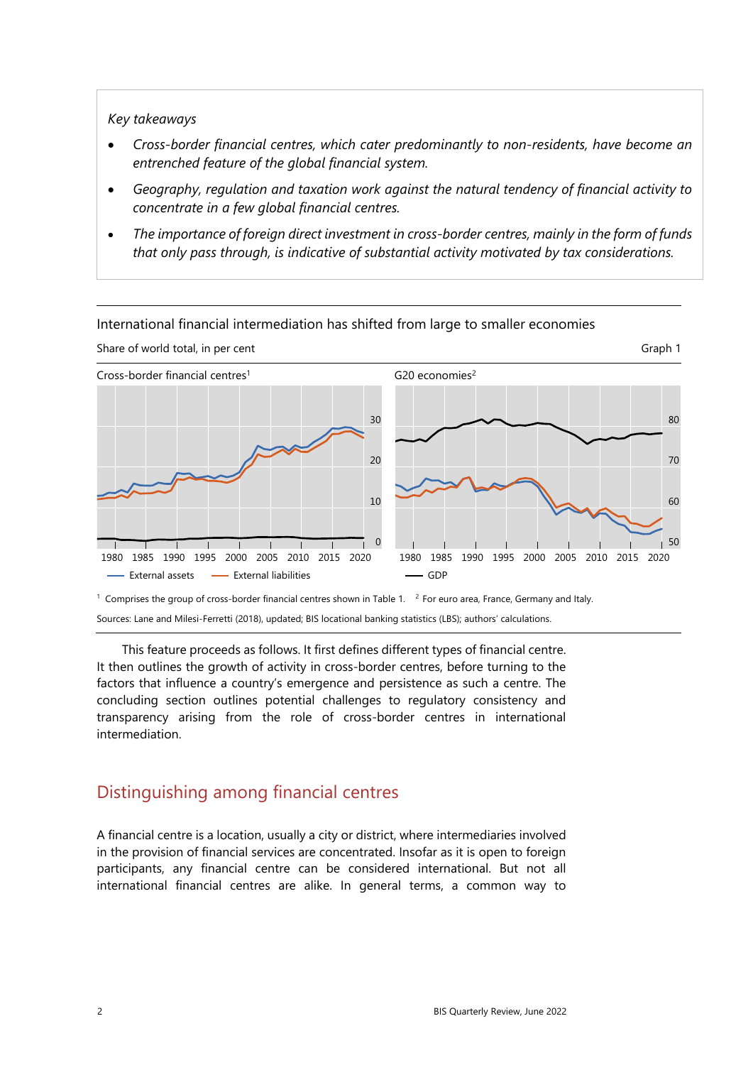*Key takeaways*

- *Cross-border financial centres, which cater predominantly to non-residents, have become an entrenched feature of the global financial system.*
- *Geography, regulation and taxation work against the natural tendency of financial activity to concentrate in a few global financial centres.*
- *The importance of foreign direct investment in cross-border centres, mainly in the form of funds that only pass through, is indicative of substantial activity motivated by tax considerations.*

International financial intermediation has shifted from large to smaller economies

Share of world total, in per cent — Graph 1

Cross-border financial centres[1] | G20 economies[2]

External assets — External liabilities — GDP

[1] Comprises the group of cross-border financial centres shown in Table 1. [2] For euro area, France, Germany and Italy.

Sources: Lane and Milesi-Ferretti (2018), updated; BIS locational banking statistics (LBS); authors' calculations.

This feature proceeds as follows. It first defines different types of financial centre. It then outlines the growth of activity in cross-border centres, before turning to the factors that influence a country's emergence and persistence as such a centre. The concluding section outlines potential challenges to regulatory consistency and transparency arising from the role of cross-border centres in international intermediation.

## Distinguishing among financial centres

A financial centre is a location, usually a city or district, where intermediaries involved in the provision of financial services are concentrated. Insofar as it is open to foreign participants, any financial centre can be considered international. But not all international financial centres are alike. In general terms, a common way to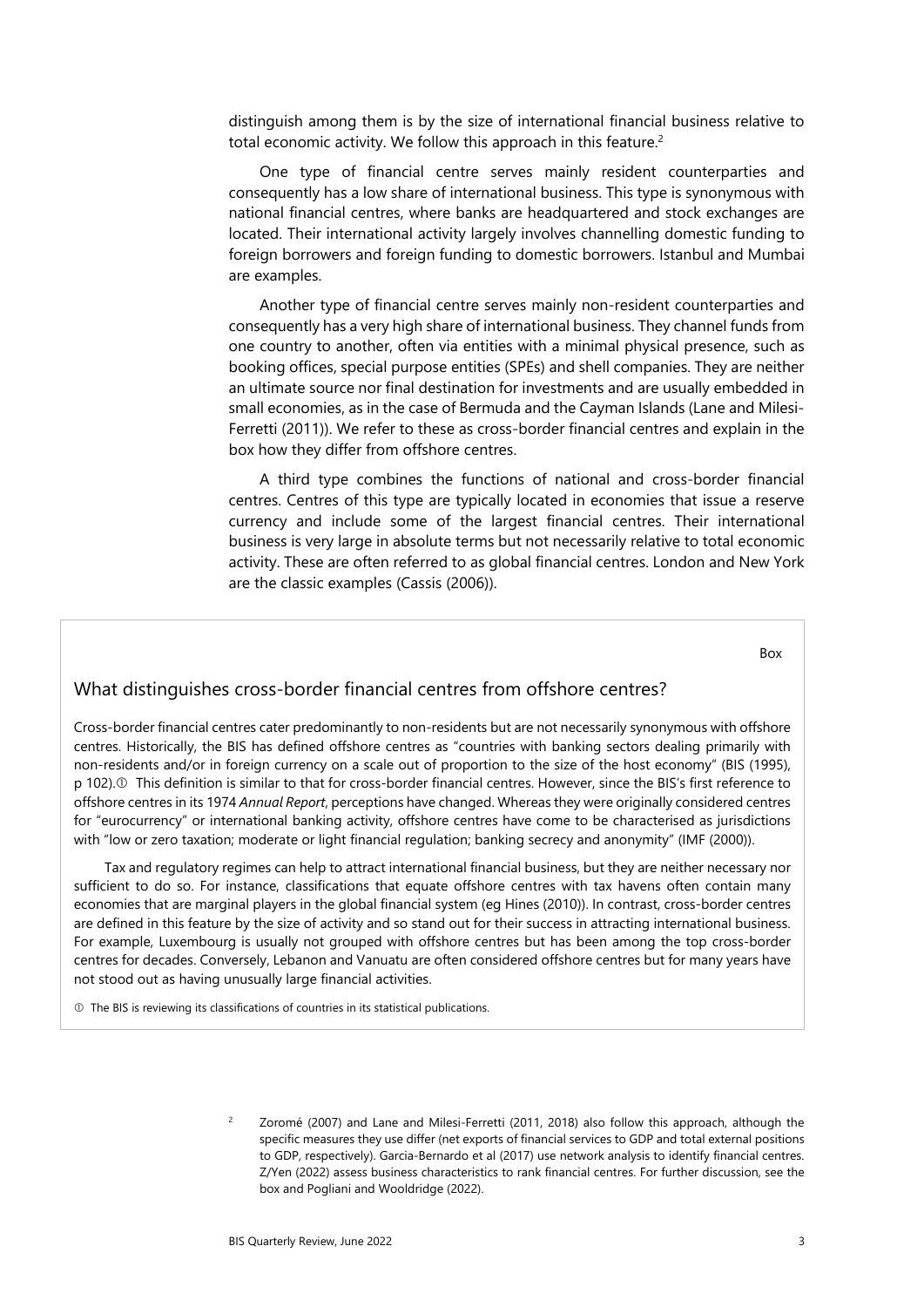distinguish among them is by the size of international financial business relative to total economic activity. We follow this approach in this feature.[2]

One type of financial centre serves mainly resident counterparties and consequently has a low share of international business. This type is synonymous with national financial centres, where banks are headquartered and stock exchanges are located. Their international activity largely involves channelling domestic funding to foreign borrowers and foreign funding to domestic borrowers. Istanbul and Mumbai are examples.

Another type of financial centre serves mainly non-resident counterparties and consequently has a very high share of international business. They channel funds from one country to another, often via entities with a minimal physical presence, such as booking offices, special purpose entities (SPEs) and shell companies. They are neither an ultimate source nor final destination for investments and are usually embedded in small economies, as in the case of Bermuda and the Cayman Islands (Lane and Milesi-Ferretti (2011)). We refer to these as cross-border financial centres and explain in the box how they differ from offshore centres.

A third type combines the functions of national and cross-border financial centres. Centres of this type are typically located in economies that issue a reserve currency and include some of the largest financial centres. Their international business is very large in absolute terms but not necessarily relative to total economic activity. These are often referred to as global financial centres. London and New York are the classic examples (Cassis (2006)).

Box

## What distinguishes cross-border financial centres from offshore centres?

Cross-border financial centres cater predominantly to non-residents but are not necessarily synonymous with offshore centres. Historically, the BIS has defined offshore centres as "countries with banking sectors dealing primarily with non-residents and/or in foreign currency on a scale out of proportion to the size of the host economy" (BIS (1995), p 102).① This definition is similar to that for cross-border financial centres. However, since the BIS's first reference to offshore centres in its 1974 *Annual Report*, perceptions have changed. Whereas they were originally considered centres for "eurocurrency" or international banking activity, offshore centres have come to be characterised as jurisdictions with "low or zero taxation; moderate or light financial regulation; banking secrecy and anonymity" (IMF (2000)).

Tax and regulatory regimes can help to attract international financial business, but they are neither necessary nor sufficient to do so. For instance, classifications that equate offshore centres with tax havens often contain many economies that are marginal players in the global financial system (eg Hines (2010)). In contrast, cross-border centres are defined in this feature by the size of activity and so stand out for their success in attracting international business. For example, Luxembourg is usually not grouped with offshore centres but has been among the top cross-border centres for decades. Conversely, Lebanon and Vanuatu are often considered offshore centres but for many years have not stood out as having unusually large financial activities.

① The BIS is reviewing its classifications of countries in its statistical publications.

[2] Zoromé (2007) and Lane and Milesi-Ferretti (2011, 2018) also follow this approach, although the specific measures they use differ (net exports of financial services to GDP and total external positions to GDP, respectively). Garcia-Bernardo et al (2017) use network analysis to identify financial centres. Z/Yen (2022) assess business characteristics to rank financial centres. For further discussion, see the box and Pogliani and Wooldridge (2022).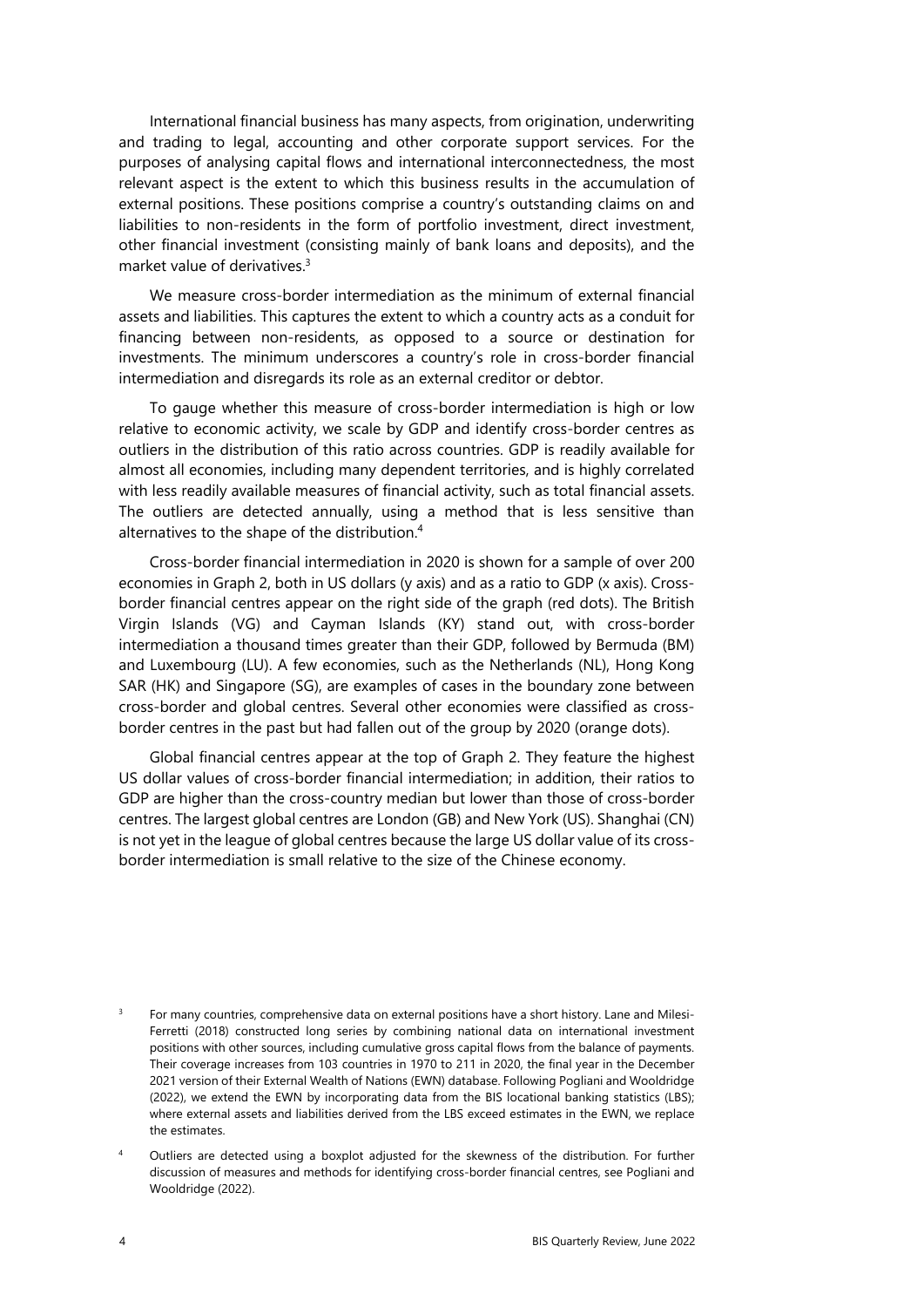International financial business has many aspects, from origination, underwriting and trading to legal, accounting and other corporate support services. For the purposes of analysing capital flows and international interconnectedness, the most relevant aspect is the extent to which this business results in the accumulation of external positions. These positions comprise a country's outstanding claims on and liabilities to non-residents in the form of portfolio investment, direct investment, other financial investment (consisting mainly of bank loans and deposits), and the market value of derivatives.[3]

We measure cross-border intermediation as the minimum of external financial assets and liabilities. This captures the extent to which a country acts as a conduit for financing between non-residents, as opposed to a source or destination for investments. The minimum underscores a country's role in cross-border financial intermediation and disregards its role as an external creditor or debtor.

To gauge whether this measure of cross-border intermediation is high or low relative to economic activity, we scale by GDP and identify cross-border centres as outliers in the distribution of this ratio across countries. GDP is readily available for almost all economies, including many dependent territories, and is highly correlated with less readily available measures of financial activity, such as total financial assets. The outliers are detected annually, using a method that is less sensitive than alternatives to the shape of the distribution.[4]

Cross-border financial intermediation in 2020 is shown for a sample of over 200 economies in Graph 2, both in US dollars (y axis) and as a ratio to GDP (x axis). Cross-border financial centres appear on the right side of the graph (red dots). The British Virgin Islands (VG) and Cayman Islands (KY) stand out, with cross-border intermediation a thousand times greater than their GDP, followed by Bermuda (BM) and Luxembourg (LU). A few economies, such as the Netherlands (NL), Hong Kong SAR (HK) and Singapore (SG), are examples of cases in the boundary zone between cross-border and global centres. Several other economies were classified as cross-border centres in the past but had fallen out of the group by 2020 (orange dots).

Global financial centres appear at the top of Graph 2. They feature the highest US dollar values of cross-border financial intermediation; in addition, their ratios to GDP are higher than the cross-country median but lower than those of cross-border centres. The largest global centres are London (GB) and New York (US). Shanghai (CN) is not yet in the league of global centres because the large US dollar value of its cross-border intermediation is small relative to the size of the Chinese economy.

[3] For many countries, comprehensive data on external positions have a short history. Lane and Milesi-Ferretti (2018) constructed long series by combining national data on international investment positions with other sources, including cumulative gross capital flows from the balance of payments. Their coverage increases from 103 countries in 1970 to 211 in 2020, the final year in the December 2021 version of their External Wealth of Nations (EWN) database. Following Pogliani and Wooldridge (2022), we extend the EWN by incorporating data from the BIS locational banking statistics (LBS); where external assets and liabilities derived from the LBS exceed estimates in the EWN, we replace the estimates.

[4] Outliers are detected using a boxplot adjusted for the skewness of the distribution. For further discussion of measures and methods for identifying cross-border financial centres, see Pogliani and Wooldridge (2022).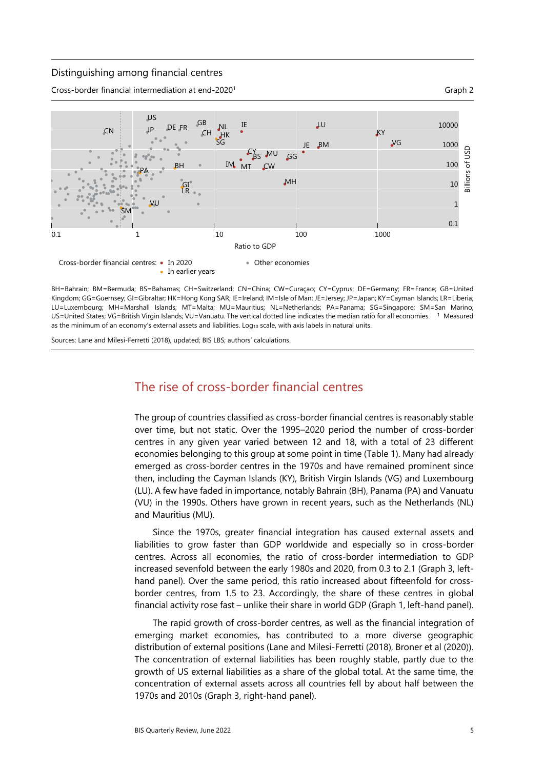Distinguishing among financial centres

Cross-border financial intermediation at end-2020[1] Graph 2

Cross-border financial centres: • In 2020 • In earlier years • Other economies

BH=Bahrain; BM=Bermuda; BS=Bahamas; CH=Switzerland; CN=China; CW=Curaçao; CY=Cyprus; DE=Germany; FR=France; GB=United Kingdom; GG=Guernsey; GI=Gibraltar; HK=Hong Kong SAR; IE=Ireland; IM=Isle of Man; JE=Jersey; JP=Japan; KY=Cayman Islands; LR=Liberia; LU=Luxembourg; MH=Marshall Islands; MT=Malta; MU=Mauritius; NL=Netherlands; PA=Panama; SG=Singapore; SM=San Marino; US=United States; VG=British Virgin Islands; VU=Vanuatu. The vertical dotted line indicates the median ratio for all economies. [1] Measured as the minimum of an economy's external assets and liabilities. $Log_{10}$ scale, with axis labels in natural units.

Sources: Lane and Milesi-Ferretti (2018), updated; BIS LBS; authors' calculations.

## The rise of cross-border financial centres

The group of countries classified as cross-border financial centres is reasonably stable over time, but not static. Over the 1995–2020 period the number of cross-border centres in any given year varied between 12 and 18, with a total of 23 different economies belonging to this group at some point in time (Table 1). Many had already emerged as cross-border centres in the 1970s and have remained prominent since then, including the Cayman Islands (KY), British Virgin Islands (VG) and Luxembourg (LU). A few have faded in importance, notably Bahrain (BH), Panama (PA) and Vanuatu (VU) in the 1990s. Others have grown in recent years, such as the Netherlands (NL) and Mauritius (MU).

Since the 1970s, greater financial integration has caused external assets and liabilities to grow faster than GDP worldwide and especially so in cross-border centres. Across all economies, the ratio of cross-border intermediation to GDP increased sevenfold between the early 1980s and 2020, from 0.3 to 2.1 (Graph 3, left-hand panel). Over the same period, this ratio increased about fifteenfold for cross-border centres, from 1.5 to 23. Accordingly, the share of these centres in global financial activity rose fast – unlike their share in world GDP (Graph 1, left-hand panel).

The rapid growth of cross-border centres, as well as the financial integration of emerging market economies, has contributed to a more diverse geographic distribution of external positions (Lane and Milesi-Ferretti (2018), Broner et al (2020)). The concentration of external liabilities has been roughly stable, partly due to the growth of US external liabilities as a share of the global total. At the same time, the concentration of external assets across all countries fell by about half between the 1970s and 2010s (Graph 3, right-hand panel).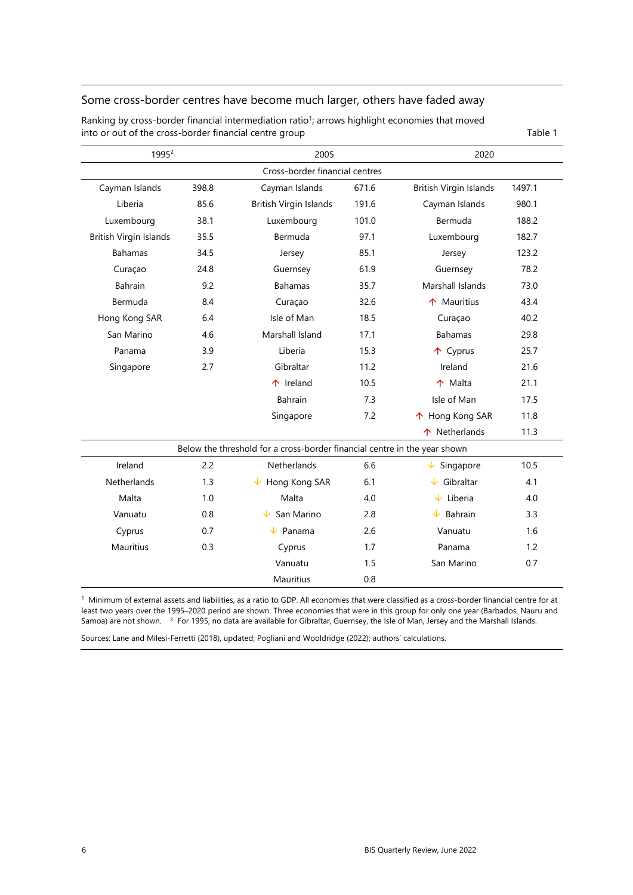## Some cross-border centres have become much larger, others have faded away

Ranking by cross-border financial intermediation ratio[1]; arrows highlight economies that moved into or out of the cross-border financial centre group

Table 1

| 1995[2] | | 2005 | | 2020 | |
|---|---|---|---|---|---|
| **Cross-border financial centres** | | | | | |
| Cayman Islands | 398.8 | Cayman Islands | 671.6 | British Virgin Islands | 1497.1 |
| Liberia | 85.6 | British Virgin Islands | 191.6 | Cayman Islands | 980.1 |
| Luxembourg | 38.1 | Luxembourg | 101.0 | Bermuda | 188.2 |
| British Virgin Islands | 35.5 | Bermuda | 97.1 | Luxembourg | 182.7 |
| Bahamas | 34.5 | Jersey | 85.1 | Jersey | 123.2 |
| Curaçao | 24.8 | Guernsey | 61.9 | Guernsey | 78.2 |
| Bahrain | 9.2 | Bahamas | 35.7 | Marshall Islands | 73.0 |
| Bermuda | 8.4 | Curaçao | 32.6 | ↑ Mauritius | 43.4 |
| Hong Kong SAR | 6.4 | Isle of Man | 18.5 | Curaçao | 40.2 |
| San Marino | 4.6 | Marshall Island | 17.1 | Bahamas | 29.8 |
| Panama | 3.9 | Liberia | 15.3 | ↑ Cyprus | 25.7 |
| Singapore | 2.7 | Gibraltar | 11.2 | Ireland | 21.6 |
| | | ↑ Ireland | 10.5 | ↑ Malta | 21.1 |
| | | Bahrain | 7.3 | Isle of Man | 17.5 |
| | | Singapore | 7.2 | ↑ Hong Kong SAR | 11.8 |
| | | | | ↑ Netherlands | 11.3 |
| **Below the threshold for a cross-border financial centre in the year shown** | | | | | |
| Ireland | 2.2 | Netherlands | 6.6 | ↓ Singapore | 10.5 |
| Netherlands | 1.3 | ↓ Hong Kong SAR | 6.1 | ↓ Gibraltar | 4.1 |
| Malta | 1.0 | Malta | 4.0 | ↓ Liberia | 4.0 |
| Vanuatu | 0.8 | ↓ San Marino | 2.8 | ↓ Bahrain | 3.3 |
| Cyprus | 0.7 | ↓ Panama | 2.6 | Vanuatu | 1.6 |
| Mauritius | 0.3 | Cyprus | 1.7 | Panama | 1.2 |
| | | Vanuatu | 1.5 | San Marino | 0.7 |
| | | Mauritius | 0.8 | | |

[1] Minimum of external assets and liabilities, as a ratio to GDP. All economies that were classified as a cross-border financial centre for at least two years over the 1995–2020 period are shown. Three economies that were in this group for only one year (Barbados, Nauru and Samoa) are not shown. [2] For 1995, no data are available for Gibraltar, Guernsey, the Isle of Man, Jersey and the Marshall Islands.

Sources: Lane and Milesi-Ferretti (2018), updated; Pogliani and Wooldridge (2022); authors' calculations.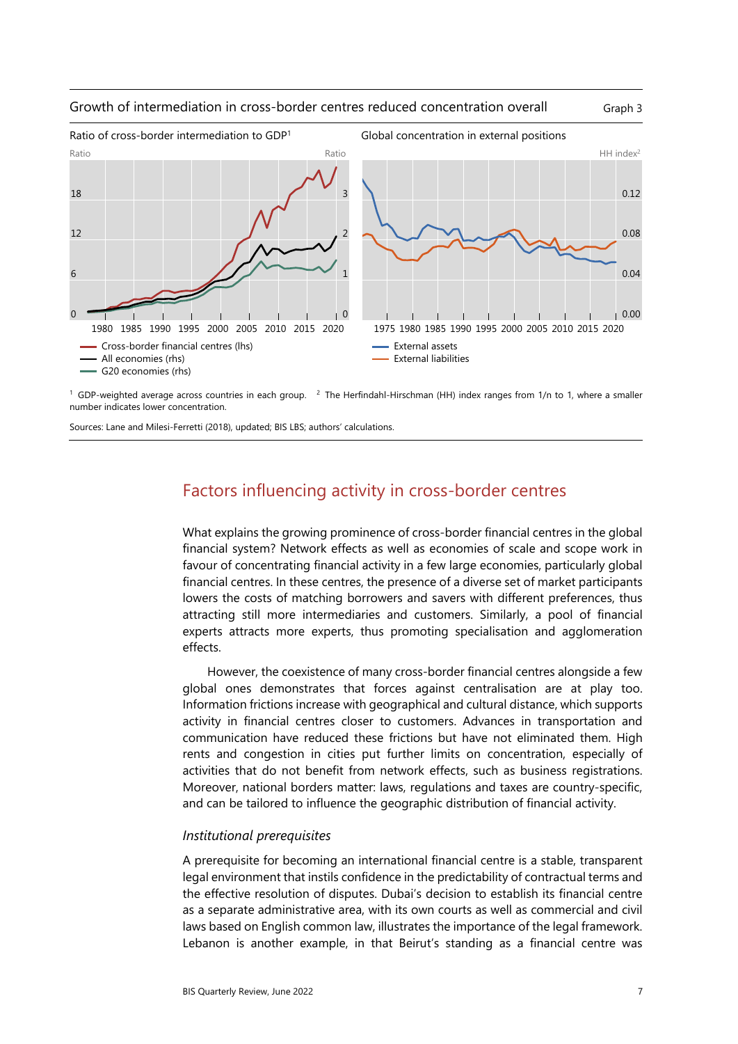Growth of intermediation in cross-border centres reduced concentration overall

Graph 3

Ratio of cross-border intermediation to GDP[1]

Global concentration in external positions

— Cross-border financial centres (lhs)
— All economies (rhs)
— G20 economies (rhs)

— External assets
— External liabilities

[1] GDP-weighted average across countries in each group. [2] The Herfindahl-Hirschman (HH) index ranges from 1/n to 1, where a smaller number indicates lower concentration.

Sources: Lane and Milesi-Ferretti (2018), updated; BIS LBS; authors' calculations.

## Factors influencing activity in cross-border centres

What explains the growing prominence of cross-border financial centres in the global financial system? Network effects as well as economies of scale and scope work in favour of concentrating financial activity in a few large economies, particularly global financial centres. In these centres, the presence of a diverse set of market participants lowers the costs of matching borrowers and savers with different preferences, thus attracting still more intermediaries and customers. Similarly, a pool of financial experts attracts more experts, thus promoting specialisation and agglomeration effects.

However, the coexistence of many cross-border financial centres alongside a few global ones demonstrates that forces against centralisation are at play too. Information frictions increase with geographical and cultural distance, which supports activity in financial centres closer to customers. Advances in transportation and communication have reduced these frictions but have not eliminated them. High rents and congestion in cities put further limits on concentration, especially of activities that do not benefit from network effects, such as business registrations. Moreover, national borders matter: laws, regulations and taxes are country-specific, and can be tailored to influence the geographic distribution of financial activity.

### *Institutional prerequisites*

A prerequisite for becoming an international financial centre is a stable, transparent legal environment that instils confidence in the predictability of contractual terms and the effective resolution of disputes. Dubai's decision to establish its financial centre as a separate administrative area, with its own courts as well as commercial and civil laws based on English common law, illustrates the importance of the legal framework. Lebanon is another example, in that Beirut's standing as a financial centre was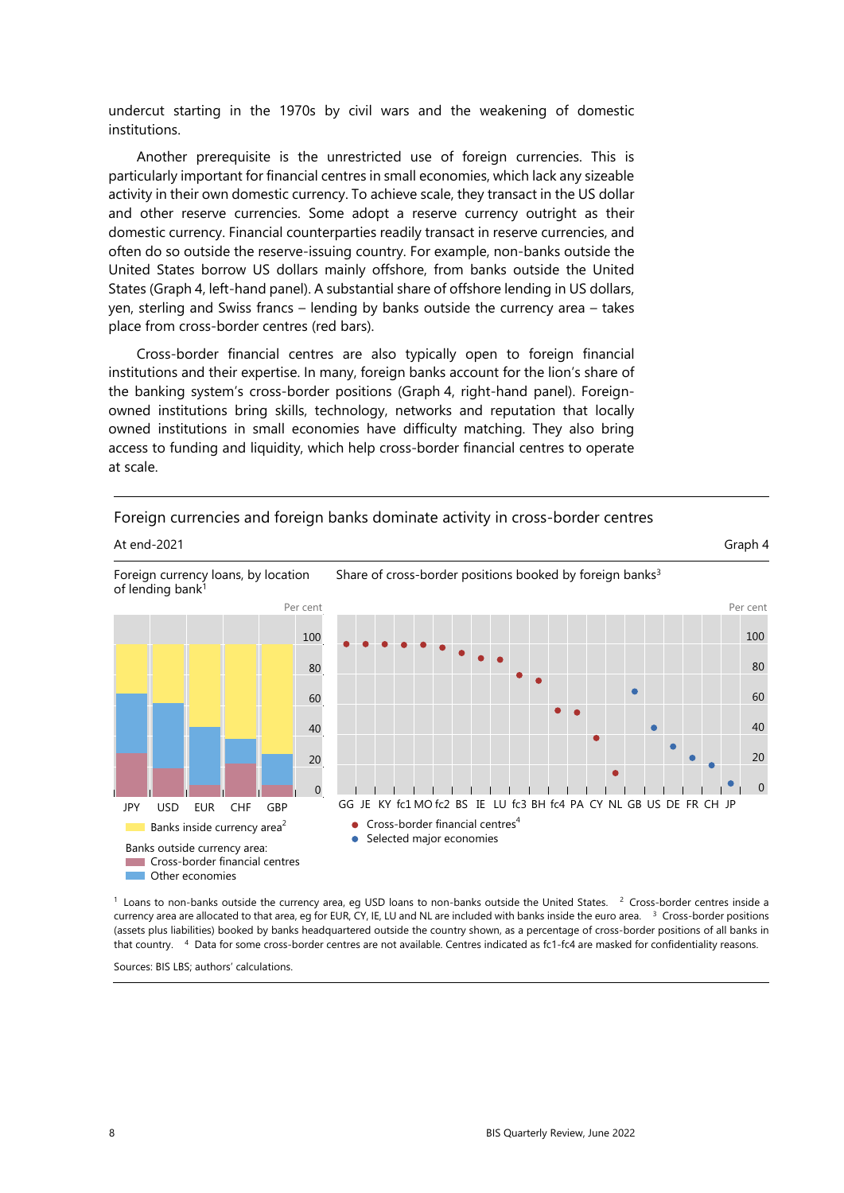undercut starting in the 1970s by civil wars and the weakening of domestic institutions.

Another prerequisite is the unrestricted use of foreign currencies. This is particularly important for financial centres in small economies, which lack any sizeable activity in their own domestic currency. To achieve scale, they transact in the US dollar and other reserve currencies. Some adopt a reserve currency outright as their domestic currency. Financial counterparties readily transact in reserve currencies, and often do so outside the reserve-issuing country. For example, non-banks outside the United States borrow US dollars mainly offshore, from banks outside the United States (Graph 4, left-hand panel). A substantial share of offshore lending in US dollars, yen, sterling and Swiss francs – lending by banks outside the currency area – takes place from cross-border centres (red bars).

Cross-border financial centres are also typically open to foreign financial institutions and their expertise. In many, foreign banks account for the lion's share of the banking system's cross-border positions (Graph 4, right-hand panel). Foreign-owned institutions bring skills, technology, networks and reputation that locally owned institutions in small economies have difficulty matching. They also bring access to funding and liquidity, which help cross-border financial centres to operate at scale.

**Foreign currencies and foreign banks dominate activity in cross-border centres**

At end-2021 — Graph 4

Foreign currency loans, by location of lending bank[1]

Per cent

Legend: Banks inside currency area[2]; Banks outside currency area: Cross-border financial centres; Other economies

Categories: JPY, USD, EUR, CHF, GBP

Share of cross-border positions booked by foreign banks[3]

Per cent

Legend: Cross-border financial centres[4]; Selected major economies

Categories: GG, JE, KY, fc1, MO, fc2, BS, IE, LU, fc3, BH, fc4, PA, CY, NL, GB, US, DE, FR, CH, JP

[1] Loans to non-banks outside the currency area, eg USD loans to non-banks outside the United States. [2] Cross-border centres inside a currency area are allocated to that area, eg for EUR, CY, IE, LU and NL are included with banks inside the euro area. [3] Cross-border positions (assets plus liabilities) booked by banks headquartered outside the country shown, as a percentage of cross-border positions of all banks in that country. [4] Data for some cross-border centres are not available. Centres indicated as fc1-fc4 are masked for confidentiality reasons.

Sources: BIS LBS; authors' calculations.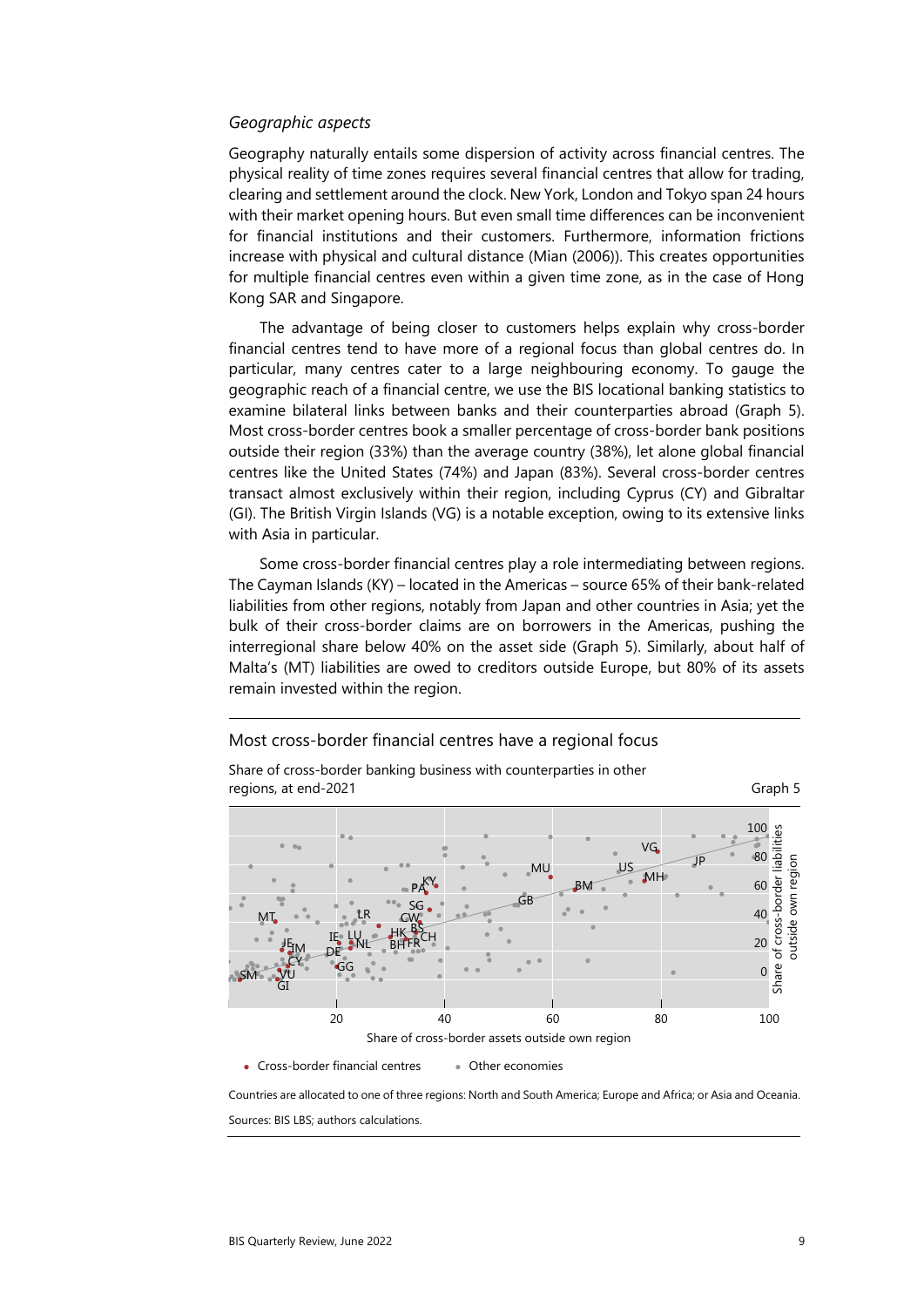*Geographic aspects*

Geography naturally entails some dispersion of activity across financial centres. The physical reality of time zones requires several financial centres that allow for trading, clearing and settlement around the clock. New York, London and Tokyo span 24 hours with their market opening hours. But even small time differences can be inconvenient for financial institutions and their customers. Furthermore, information frictions increase with physical and cultural distance (Mian (2006)). This creates opportunities for multiple financial centres even within a given time zone, as in the case of Hong Kong SAR and Singapore.

The advantage of being closer to customers helps explain why cross-border financial centres tend to have more of a regional focus than global centres do. In particular, many centres cater to a large neighbouring economy. To gauge the geographic reach of a financial centre, we use the BIS locational banking statistics to examine bilateral links between banks and their counterparties abroad (Graph 5). Most cross-border centres book a smaller percentage of cross-border bank positions outside their region (33%) than the average country (38%), let alone global financial centres like the United States (74%) and Japan (83%). Several cross-border centres transact almost exclusively within their region, including Cyprus (CY) and Gibraltar (GI). The British Virgin Islands (VG) is a notable exception, owing to its extensive links with Asia in particular.

Some cross-border financial centres play a role intermediating between regions. The Cayman Islands (KY) – located in the Americas – source 65% of their bank-related liabilities from other regions, notably from Japan and other countries in Asia; yet the bulk of their cross-border claims are on borrowers in the Americas, pushing the interregional share below 40% on the asset side (Graph 5). Similarly, about half of Malta's (MT) liabilities are owed to creditors outside Europe, but 80% of its assets remain invested within the region.

Most cross-border financial centres have a regional focus

Share of cross-border banking business with counterparties in other regions, at end-2021

Graph 5

Countries are allocated to one of three regions: North and South America; Europe and Africa; or Asia and Oceania.

Sources: BIS LBS; authors calculations.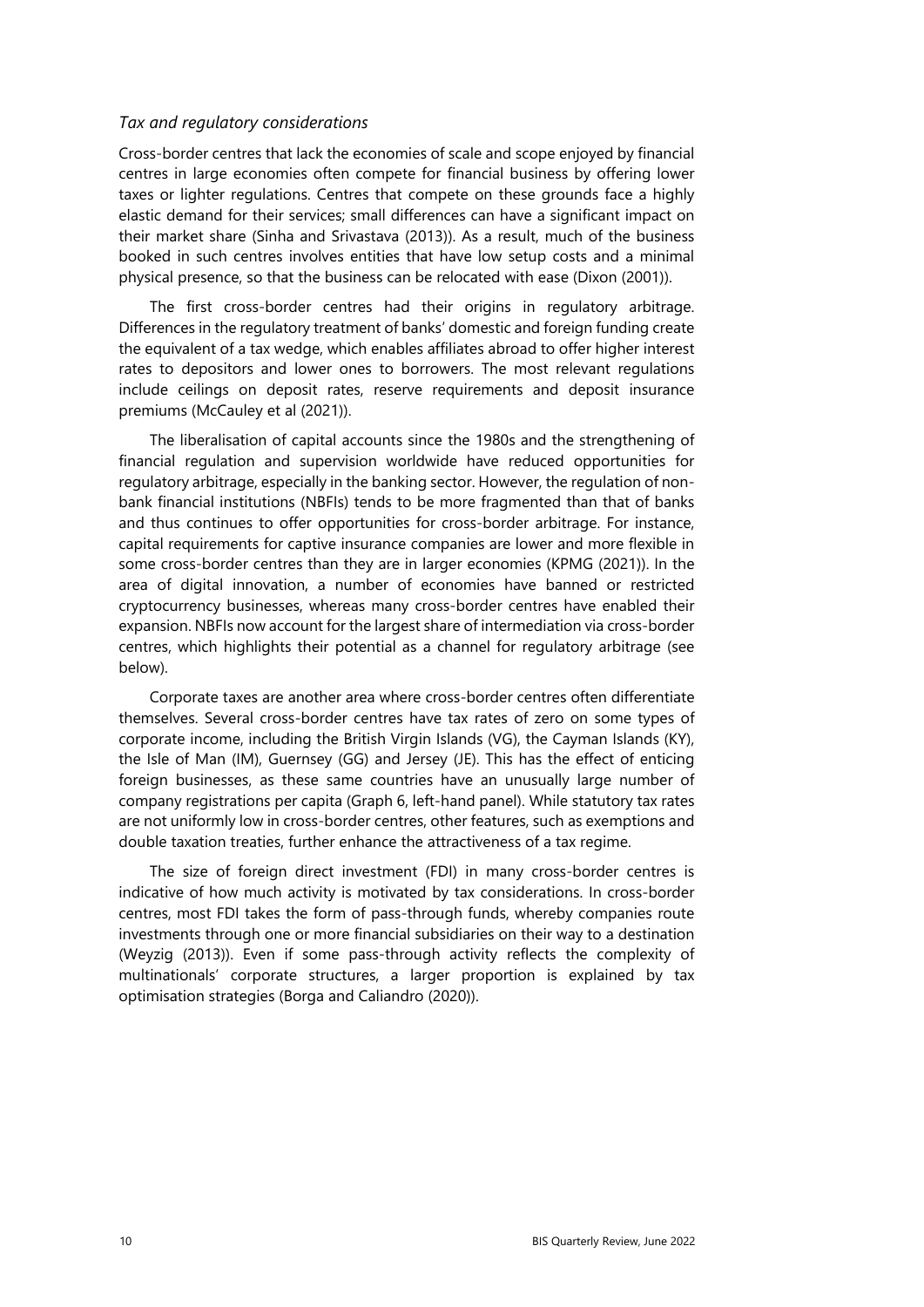*Tax and regulatory considerations*

Cross-border centres that lack the economies of scale and scope enjoyed by financial centres in large economies often compete for financial business by offering lower taxes or lighter regulations. Centres that compete on these grounds face a highly elastic demand for their services; small differences can have a significant impact on their market share (Sinha and Srivastava (2013)). As a result, much of the business booked in such centres involves entities that have low setup costs and a minimal physical presence, so that the business can be relocated with ease (Dixon (2001)).

The first cross-border centres had their origins in regulatory arbitrage. Differences in the regulatory treatment of banks' domestic and foreign funding create the equivalent of a tax wedge, which enables affiliates abroad to offer higher interest rates to depositors and lower ones to borrowers. The most relevant regulations include ceilings on deposit rates, reserve requirements and deposit insurance premiums (McCauley et al (2021)).

The liberalisation of capital accounts since the 1980s and the strengthening of financial regulation and supervision worldwide have reduced opportunities for regulatory arbitrage, especially in the banking sector. However, the regulation of non-bank financial institutions (NBFIs) tends to be more fragmented than that of banks and thus continues to offer opportunities for cross-border arbitrage. For instance, capital requirements for captive insurance companies are lower and more flexible in some cross-border centres than they are in larger economies (KPMG (2021)). In the area of digital innovation, a number of economies have banned or restricted cryptocurrency businesses, whereas many cross-border centres have enabled their expansion. NBFIs now account for the largest share of intermediation via cross-border centres, which highlights their potential as a channel for regulatory arbitrage (see below).

Corporate taxes are another area where cross-border centres often differentiate themselves. Several cross-border centres have tax rates of zero on some types of corporate income, including the British Virgin Islands (VG), the Cayman Islands (KY), the Isle of Man (IM), Guernsey (GG) and Jersey (JE). This has the effect of enticing foreign businesses, as these same countries have an unusually large number of company registrations per capita (Graph 6, left-hand panel). While statutory tax rates are not uniformly low in cross-border centres, other features, such as exemptions and double taxation treaties, further enhance the attractiveness of a tax regime.

The size of foreign direct investment (FDI) in many cross-border centres is indicative of how much activity is motivated by tax considerations. In cross-border centres, most FDI takes the form of pass-through funds, whereby companies route investments through one or more financial subsidiaries on their way to a destination (Weyzig (2013)). Even if some pass-through activity reflects the complexity of multinationals' corporate structures, a larger proportion is explained by tax optimisation strategies (Borga and Caliandro (2020)).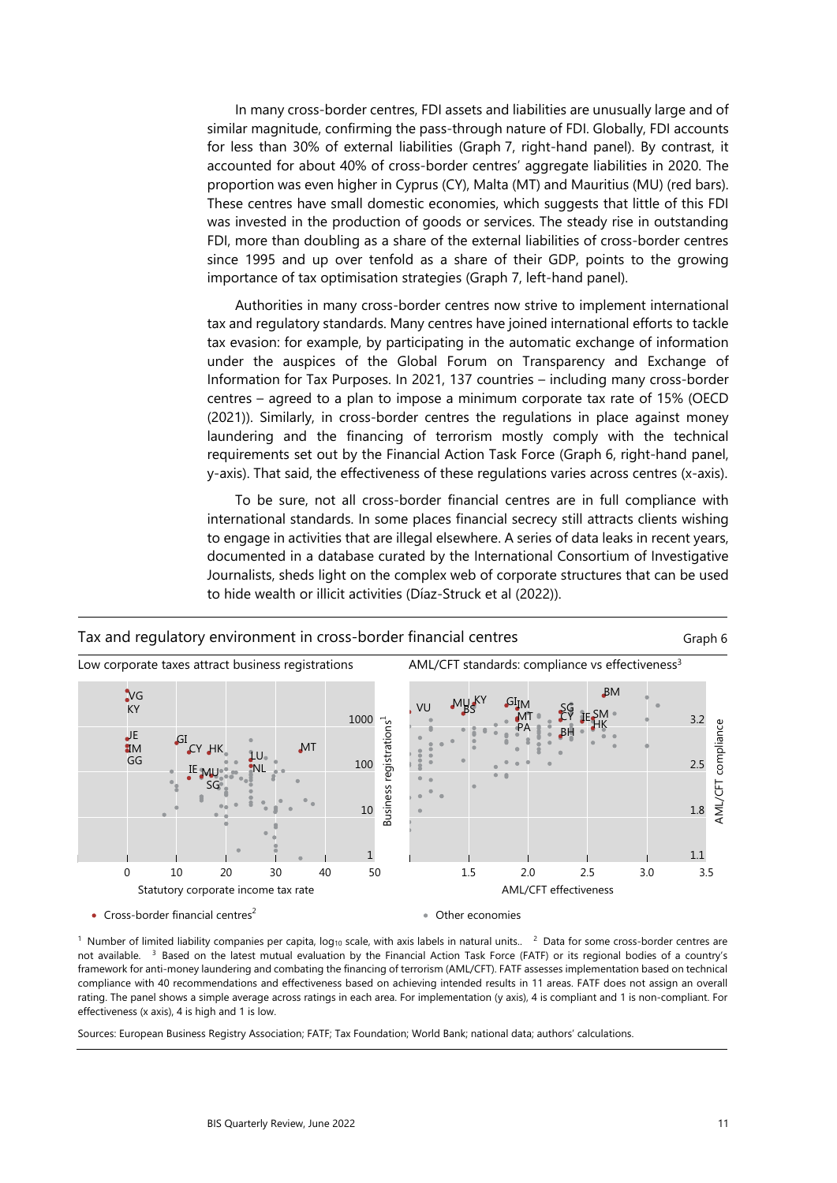In many cross-border centres, FDI assets and liabilities are unusually large and of similar magnitude, confirming the pass-through nature of FDI. Globally, FDI accounts for less than 30% of external liabilities (Graph 7, right-hand panel). By contrast, it accounted for about 40% of cross-border centres' aggregate liabilities in 2020. The proportion was even higher in Cyprus (CY), Malta (MT) and Mauritius (MU) (red bars). These centres have small domestic economies, which suggests that little of this FDI was invested in the production of goods or services. The steady rise in outstanding FDI, more than doubling as a share of the external liabilities of cross-border centres since 1995 and up over tenfold as a share of their GDP, points to the growing importance of tax optimisation strategies (Graph 7, left-hand panel).

Authorities in many cross-border centres now strive to implement international tax and regulatory standards. Many centres have joined international efforts to tackle tax evasion: for example, by participating in the automatic exchange of information under the auspices of the Global Forum on Transparency and Exchange of Information for Tax Purposes. In 2021, 137 countries – including many cross-border centres – agreed to a plan to impose a minimum corporate tax rate of 15% (OECD (2021)). Similarly, in cross-border centres the regulations in place against money laundering and the financing of terrorism mostly comply with the technical requirements set out by the Financial Action Task Force (Graph 6, right-hand panel, y-axis). That said, the effectiveness of these regulations varies across centres (x-axis).

To be sure, not all cross-border financial centres are in full compliance with international standards. In some places financial secrecy still attracts clients wishing to engage in activities that are illegal elsewhere. A series of data leaks in recent years, documented in a database curated by the International Consortium of Investigative Journalists, sheds light on the complex web of corporate structures that can be used to hide wealth or illicit activities (Díaz-Struck et al (2022)).

**Tax and regulatory environment in cross-border financial centres** Graph 6

Low corporate taxes attract business registrations | AML/CFT standards: compliance vs effectiveness[3]

Business registrations[1] (y-axis: 1, 10, 100, 1000); Statutory corporate income tax rate (x-axis: 0, 10, 20, 30, 40, 50)

AML/CFT compliance (y-axis: 1.1, 1.8, 2.5, 3.2); AML/CFT effectiveness (x-axis: 1.5, 2.0, 2.5, 3.0, 3.5)

• Cross-border financial centres[2] • Other economies

[1] Number of limited liability companies per capita, $\log_{10}$ scale, with axis labels in natural units. [2] Data for some cross-border centres are not available. [3] Based on the latest mutual evaluation by the Financial Action Task Force (FATF) or its regional bodies of a country's framework for anti-money laundering and combating the financing of terrorism (AML/CFT). FATF assesses implementation based on technical compliance with 40 recommendations and effectiveness based on achieving intended results in 11 areas. FATF does not assign an overall rating. The panel shows a simple average across ratings in each area. For implementation (y axis), 4 is compliant and 1 is non-compliant. For effectiveness (x axis), 4 is high and 1 is low.

Sources: European Business Registry Association; FATF; Tax Foundation; World Bank; national data; authors' calculations.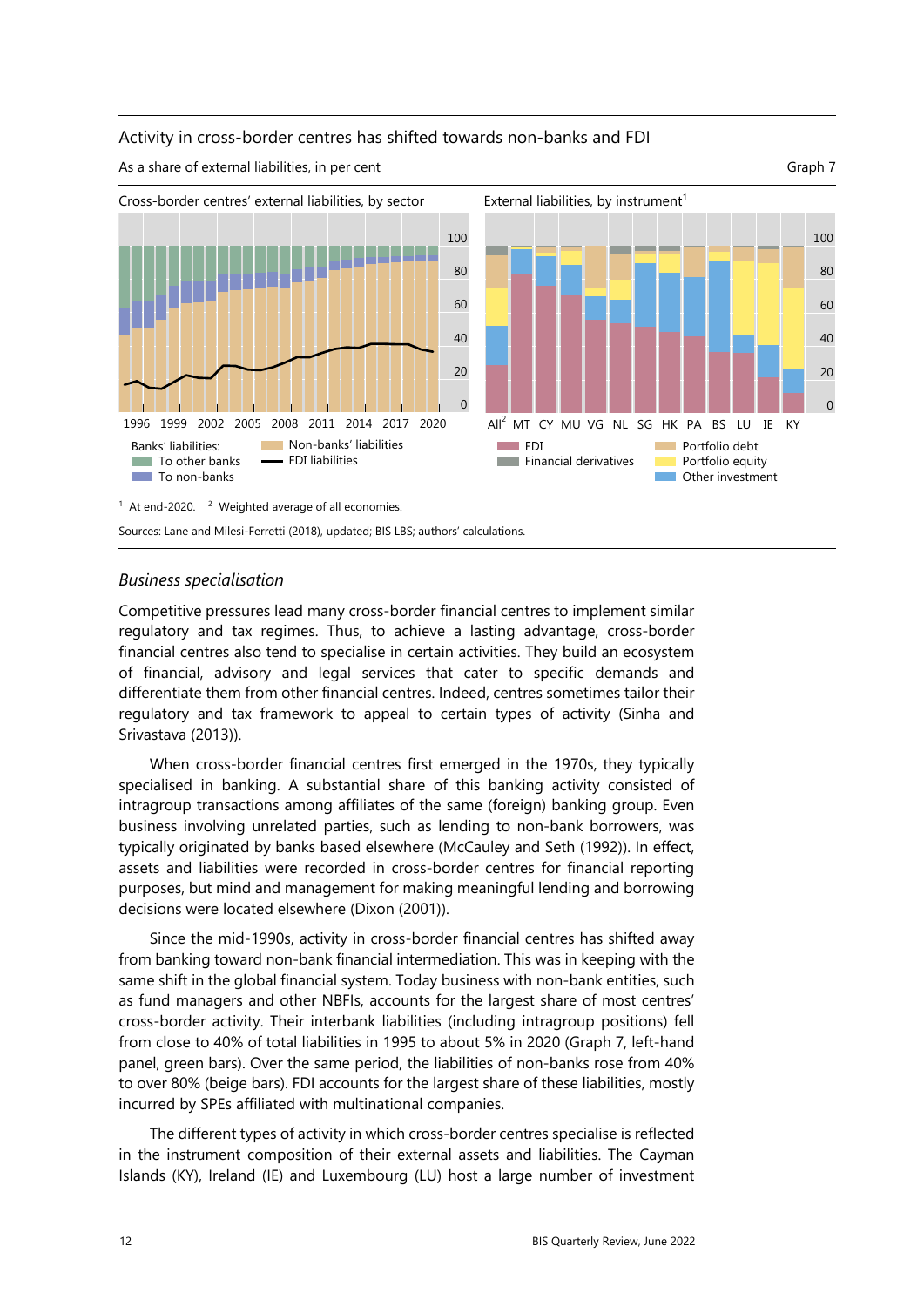Activity in cross-border centres has shifted towards non-banks and FDI

As a share of external liabilities, in per cent

Graph 7

Cross-border centres' external liabilities, by sector

External liabilities, by instrument[1]

Banks' liabilities: To other banks; To non-banks; Non-banks' liabilities; FDI liabilities

FDI; Financial derivatives; Portfolio debt; Portfolio equity; Other investment

[1] At end-2020. [2] Weighted average of all economies.

Sources: Lane and Milesi-Ferretti (2018), updated; BIS LBS; authors' calculations.

### *Business specialisation*

Competitive pressures lead many cross-border financial centres to implement similar regulatory and tax regimes. Thus, to achieve a lasting advantage, cross-border financial centres also tend to specialise in certain activities. They build an ecosystem of financial, advisory and legal services that cater to specific demands and differentiate them from other financial centres. Indeed, centres sometimes tailor their regulatory and tax framework to appeal to certain types of activity (Sinha and Srivastava (2013)).

When cross-border financial centres first emerged in the 1970s, they typically specialised in banking. A substantial share of this banking activity consisted of intragroup transactions among affiliates of the same (foreign) banking group. Even business involving unrelated parties, such as lending to non-bank borrowers, was typically originated by banks based elsewhere (McCauley and Seth (1992)). In effect, assets and liabilities were recorded in cross-border centres for financial reporting purposes, but mind and management for making meaningful lending and borrowing decisions were located elsewhere (Dixon (2001)).

Since the mid-1990s, activity in cross-border financial centres has shifted away from banking toward non-bank financial intermediation. This was in keeping with the same shift in the global financial system. Today business with non-bank entities, such as fund managers and other NBFIs, accounts for the largest share of most centres' cross-border activity. Their interbank liabilities (including intragroup positions) fell from close to 40% of total liabilities in 1995 to about 5% in 2020 (Graph 7, left-hand panel, green bars). Over the same period, the liabilities of non-banks rose from 40% to over 80% (beige bars). FDI accounts for the largest share of these liabilities, mostly incurred by SPEs affiliated with multinational companies.

The different types of activity in which cross-border centres specialise is reflected in the instrument composition of their external assets and liabilities. The Cayman Islands (KY), Ireland (IE) and Luxembourg (LU) host a large number of investment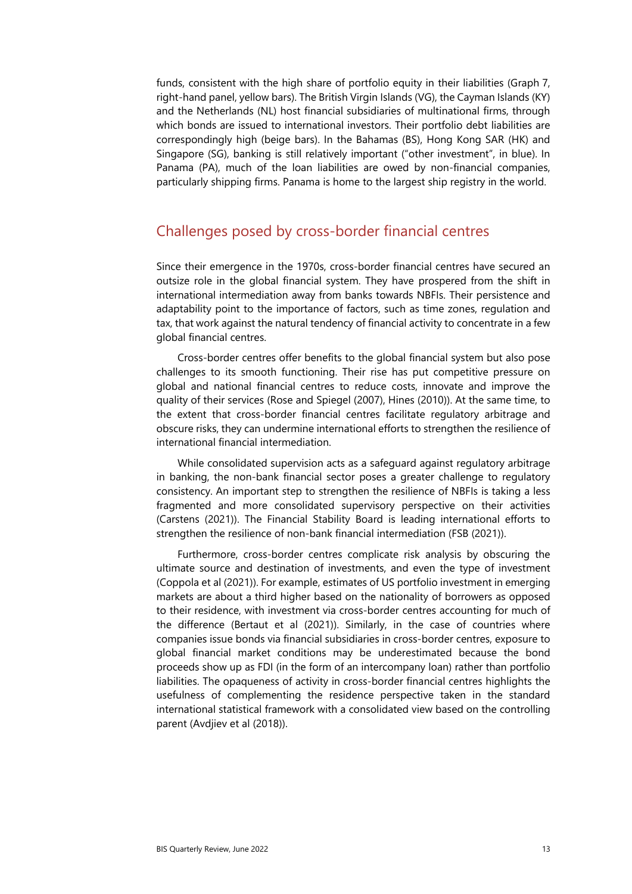funds, consistent with the high share of portfolio equity in their liabilities (Graph 7, right-hand panel, yellow bars). The British Virgin Islands (VG), the Cayman Islands (KY) and the Netherlands (NL) host financial subsidiaries of multinational firms, through which bonds are issued to international investors. Their portfolio debt liabilities are correspondingly high (beige bars). In the Bahamas (BS), Hong Kong SAR (HK) and Singapore (SG), banking is still relatively important ("other investment", in blue). In Panama (PA), much of the loan liabilities are owed by non-financial companies, particularly shipping firms. Panama is home to the largest ship registry in the world.

## Challenges posed by cross-border financial centres

Since their emergence in the 1970s, cross-border financial centres have secured an outsize role in the global financial system. They have prospered from the shift in international intermediation away from banks towards NBFIs. Their persistence and adaptability point to the importance of factors, such as time zones, regulation and tax, that work against the natural tendency of financial activity to concentrate in a few global financial centres.

Cross-border centres offer benefits to the global financial system but also pose challenges to its smooth functioning. Their rise has put competitive pressure on global and national financial centres to reduce costs, innovate and improve the quality of their services (Rose and Spiegel (2007), Hines (2010)). At the same time, to the extent that cross-border financial centres facilitate regulatory arbitrage and obscure risks, they can undermine international efforts to strengthen the resilience of international financial intermediation.

While consolidated supervision acts as a safeguard against regulatory arbitrage in banking, the non-bank financial sector poses a greater challenge to regulatory consistency. An important step to strengthen the resilience of NBFIs is taking a less fragmented and more consolidated supervisory perspective on their activities (Carstens (2021)). The Financial Stability Board is leading international efforts to strengthen the resilience of non-bank financial intermediation (FSB (2021)).

Furthermore, cross-border centres complicate risk analysis by obscuring the ultimate source and destination of investments, and even the type of investment (Coppola et al (2021)). For example, estimates of US portfolio investment in emerging markets are about a third higher based on the nationality of borrowers as opposed to their residence, with investment via cross-border centres accounting for much of the difference (Bertaut et al (2021)). Similarly, in the case of countries where companies issue bonds via financial subsidiaries in cross-border centres, exposure to global financial market conditions may be underestimated because the bond proceeds show up as FDI (in the form of an intercompany loan) rather than portfolio liabilities. The opaqueness of activity in cross-border financial centres highlights the usefulness of complementing the residence perspective taken in the standard international statistical framework with a consolidated view based on the controlling parent (Avdjiev et al (2018)).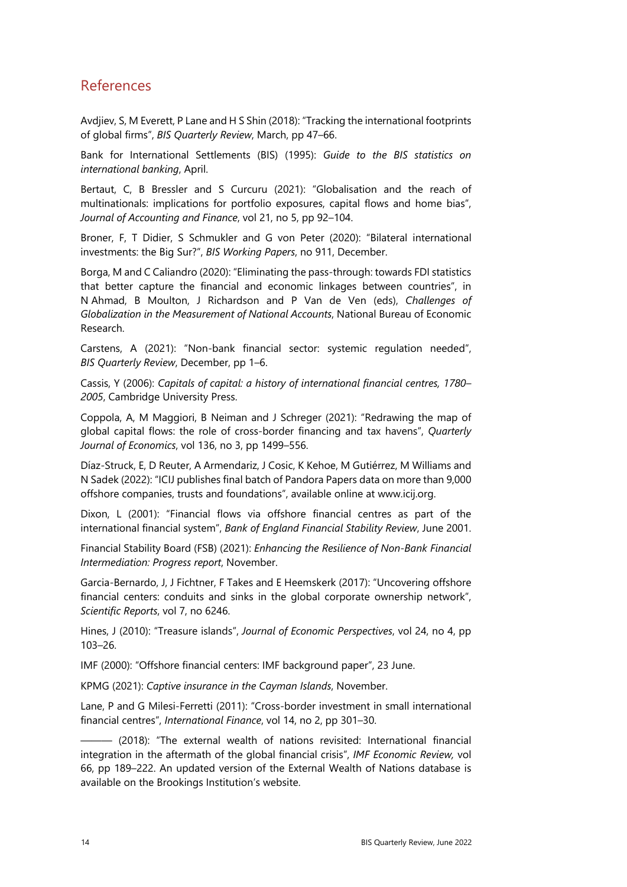## References

Avdjiev, S, M Everett, P Lane and H S Shin (2018): "Tracking the international footprints of global firms", *BIS Quarterly Review*, March, pp 47–66.

Bank for International Settlements (BIS) (1995): *Guide to the BIS statistics on international banking*, April.

Bertaut, C, B Bressler and S Curcuru (2021): "Globalisation and the reach of multinationals: implications for portfolio exposures, capital flows and home bias", *Journal of Accounting and Finance*, vol 21, no 5, pp 92–104.

Broner, F, T Didier, S Schmukler and G von Peter (2020): "Bilateral international investments: the Big Sur?", *BIS Working Papers*, no 911, December.

Borga, M and C Caliandro (2020): "Eliminating the pass-through: towards FDI statistics that better capture the financial and economic linkages between countries", in N Ahmad, B Moulton, J Richardson and P Van de Ven (eds), *Challenges of Globalization in the Measurement of National Accounts*, National Bureau of Economic Research.

Carstens, A (2021): "Non-bank financial sector: systemic regulation needed", *BIS Quarterly Review*, December, pp 1–6.

Cassis, Y (2006): *Capitals of capital: a history of international financial centres, 1780–2005*, Cambridge University Press.

Coppola, A, M Maggiori, B Neiman and J Schreger (2021): "Redrawing the map of global capital flows: the role of cross-border financing and tax havens", *Quarterly Journal of Economics*, vol 136, no 3, pp 1499–556.

Díaz-Struck, E, D Reuter, A Armendariz, J Cosic, K Kehoe, M Gutiérrez, M Williams and N Sadek (2022): "ICIJ publishes final batch of Pandora Papers data on more than 9,000 offshore companies, trusts and foundations", available online at www.icij.org.

Dixon, L (2001): "Financial flows via offshore financial centres as part of the international financial system", *Bank of England Financial Stability Review*, June 2001.

Financial Stability Board (FSB) (2021): *Enhancing the Resilience of Non-Bank Financial Intermediation: Progress report*, November.

Garcia-Bernardo, J, J Fichtner, F Takes and E Heemskerk (2017): "Uncovering offshore financial centers: conduits and sinks in the global corporate ownership network", *Scientific Reports*, vol 7, no 6246.

Hines, J (2010): "Treasure islands", *Journal of Economic Perspectives*, vol 24, no 4, pp 103–26.

IMF (2000): "Offshore financial centers: IMF background paper", 23 June.

KPMG (2021): *Captive insurance in the Cayman Islands*, November.

Lane, P and G Milesi-Ferretti (2011): "Cross-border investment in small international financial centres", *International Finance*, vol 14, no 2, pp 301–30.

——— (2018): "The external wealth of nations revisited: International financial integration in the aftermath of the global financial crisis", *IMF Economic Review,* vol 66, pp 189–222. An updated version of the External Wealth of Nations database is available on the Brookings Institution's website.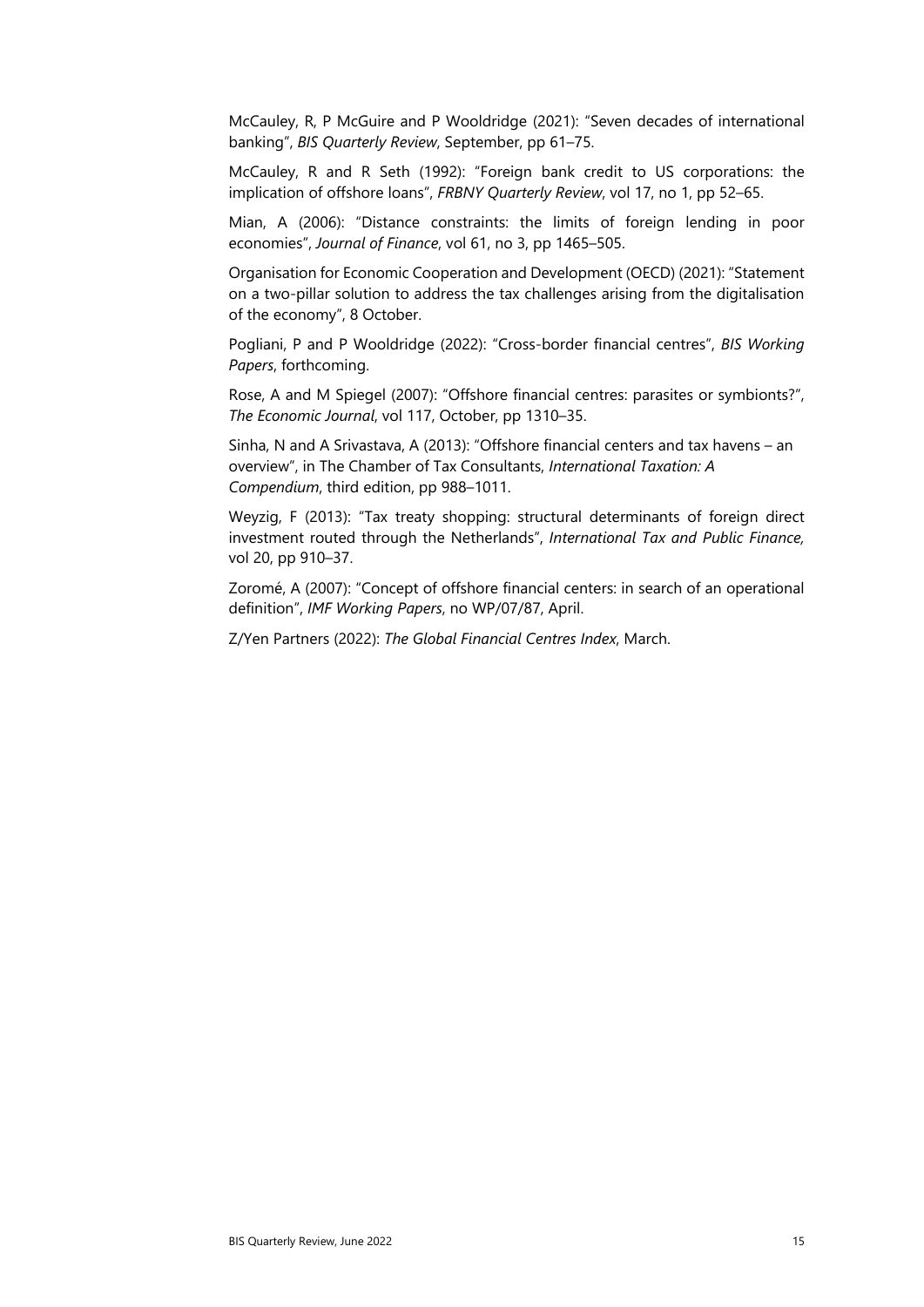McCauley, R, P McGuire and P Wooldridge (2021): "Seven decades of international banking", *BIS Quarterly Review*, September, pp 61–75.

McCauley, R and R Seth (1992): "Foreign bank credit to US corporations: the implication of offshore loans", *FRBNY Quarterly Review*, vol 17, no 1, pp 52–65.

Mian, A (2006): "Distance constraints: the limits of foreign lending in poor economies", *Journal of Finance*, vol 61, no 3, pp 1465–505.

Organisation for Economic Cooperation and Development (OECD) (2021): "Statement on a two-pillar solution to address the tax challenges arising from the digitalisation of the economy", 8 October.

Pogliani, P and P Wooldridge (2022): "Cross-border financial centres", *BIS Working Papers*, forthcoming.

Rose, A and M Spiegel (2007): "Offshore financial centres: parasites or symbionts?", *The Economic Journal*, vol 117, October, pp 1310–35.

Sinha, N and A Srivastava, A (2013): "Offshore financial centers and tax havens – an overview", in The Chamber of Tax Consultants, *International Taxation: A Compendium*, third edition, pp 988–1011.

Weyzig, F (2013): "Tax treaty shopping: structural determinants of foreign direct investment routed through the Netherlands", *International Tax and Public Finance,* vol 20, pp 910–37.

Zoromé, A (2007): "Concept of offshore financial centers: in search of an operational definition", *IMF Working Papers*, no WP/07/87, April.

Z/Yen Partners (2022): *The Global Financial Centres Index*, March.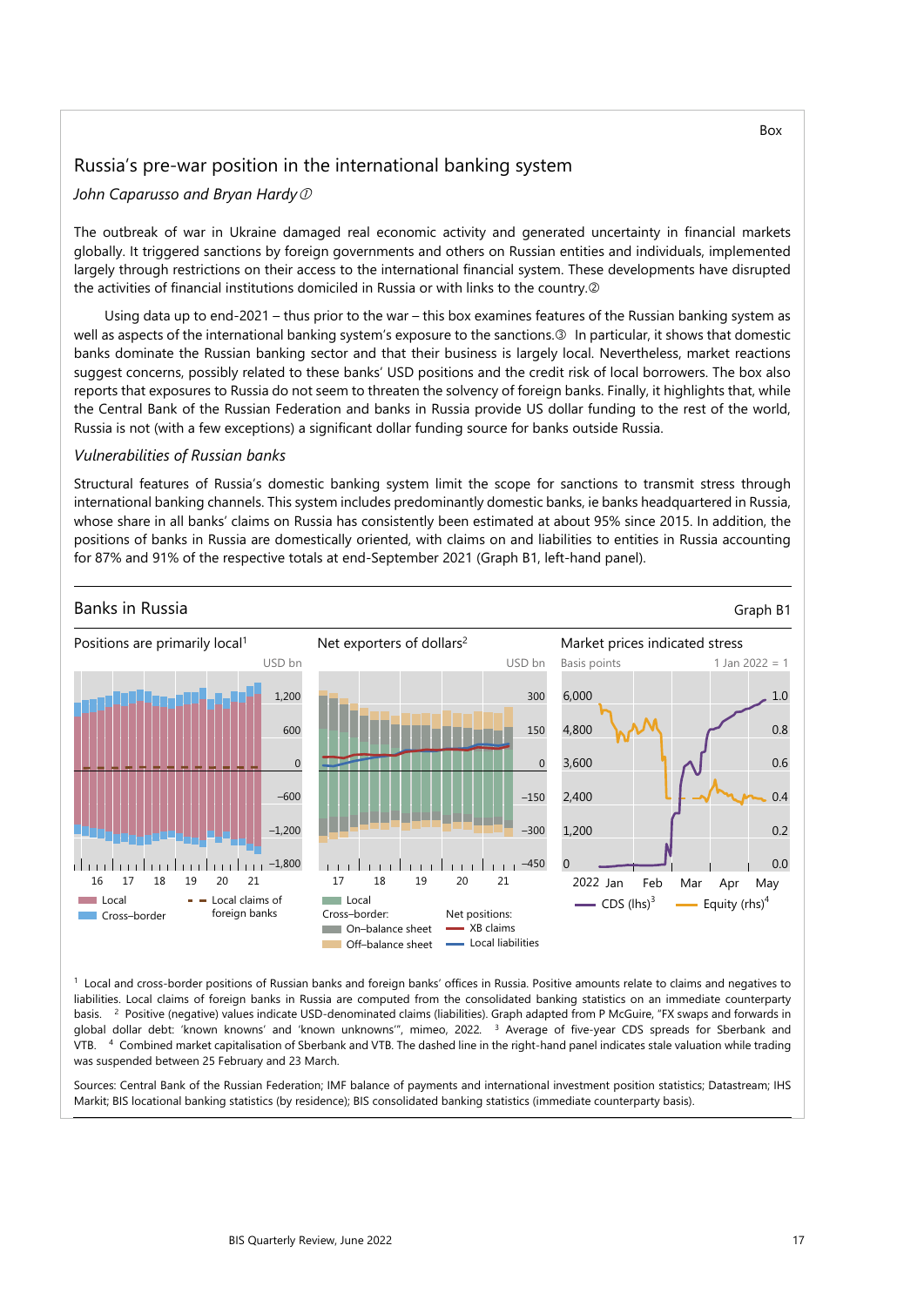Box

## Russia's pre-war position in the international banking system

*John Caparusso and Bryan Hardy* ①

The outbreak of war in Ukraine damaged real economic activity and generated uncertainty in financial markets globally. It triggered sanctions by foreign governments and others on Russian entities and individuals, implemented largely through restrictions on their access to the international financial system. These developments have disrupted the activities of financial institutions domiciled in Russia or with links to the country.②

Using data up to end-2021 – thus prior to the war – this box examines features of the Russian banking system as well as aspects of the international banking system's exposure to the sanctions.③ In particular, it shows that domestic banks dominate the Russian banking sector and that their business is largely local. Nevertheless, market reactions suggest concerns, possibly related to these banks' USD positions and the credit risk of local borrowers. The box also reports that exposures to Russia do not seem to threaten the solvency of foreign banks. Finally, it highlights that, while the Central Bank of the Russian Federation and banks in Russia provide US dollar funding to the rest of the world, Russia is not (with a few exceptions) a significant dollar funding source for banks outside Russia.

### *Vulnerabilities of Russian banks*

Structural features of Russia's domestic banking system limit the scope for sanctions to transmit stress through international banking channels. This system includes predominantly domestic banks, ie banks headquartered in Russia, whose share in all banks' claims on Russia has consistently been estimated at about 95% since 2015. In addition, the positions of banks in Russia are domestically oriented, with claims on and liabilities to entities in Russia accounting for 87% and 91% of the respective totals at end-September 2021 (Graph B1, left-hand panel).

**Banks in Russia** — Graph B1

Positions are primarily local[1] (USD bn) | Net exporters of dollars[2] (USD bn) | Market prices indicated stress (Basis points; 1 Jan 2022 = 1)

Left panel legend: Local; Cross-border; Local claims of foreign banks

Centre panel legend: Local; Cross-border: On-balance sheet, Off-balance sheet; Net positions: XB claims, Local liabilities

Right panel legend: CDS (lhs)[3]; Equity (rhs)[4]

[1] Local and cross-border positions of Russian banks and foreign banks' offices in Russia. Positive amounts relate to claims and negatives to liabilities. Local claims of foreign banks in Russia are computed from the consolidated banking statistics on an immediate counterparty basis. [2] Positive (negative) values indicate USD-denominated claims (liabilities). Graph adapted from P McGuire, "FX swaps and forwards in global dollar debt: 'known knowns' and 'known unknowns'", mimeo, 2022. [3] Average of five-year CDS spreads for Sberbank and VTB. [4] Combined market capitalisation of Sberbank and VTB. The dashed line in the right-hand panel indicates stale valuation while trading was suspended between 25 February and 23 March.

Sources: Central Bank of the Russian Federation; IMF balance of payments and international investment position statistics; Datastream; IHS Markit; BIS locational banking statistics (by residence); BIS consolidated banking statistics (immediate counterparty basis).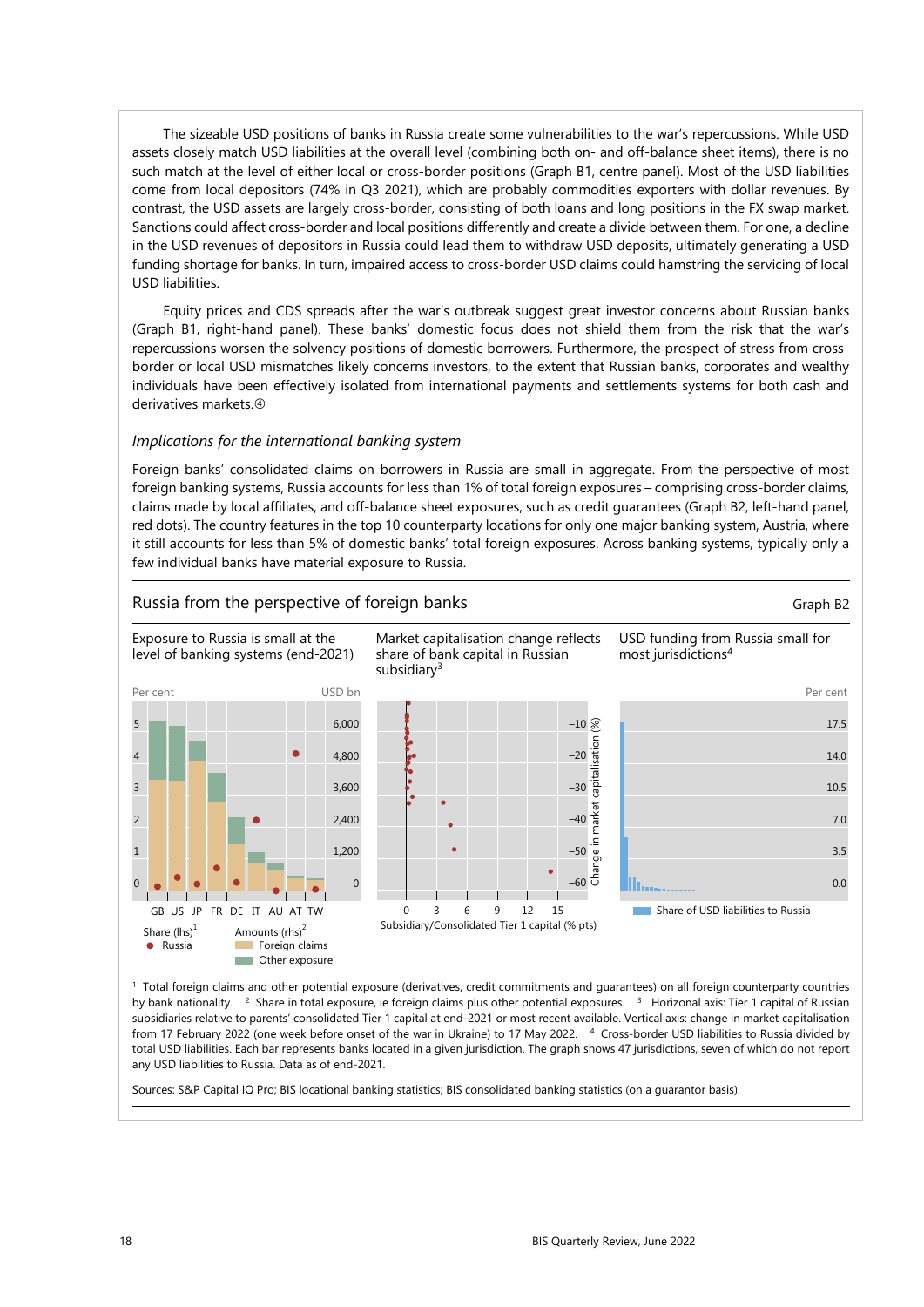The sizeable USD positions of banks in Russia create some vulnerabilities to the war's repercussions. While USD assets closely match USD liabilities at the overall level (combining both on- and off-balance sheet items), there is no such match at the level of either local or cross-border positions (Graph B1, centre panel). Most of the USD liabilities come from local depositors (74% in Q3 2021), which are probably commodities exporters with dollar revenues. By contrast, the USD assets are largely cross-border, consisting of both loans and long positions in the FX swap market. Sanctions could affect cross-border and local positions differently and create a divide between them. For one, a decline in the USD revenues of depositors in Russia could lead them to withdraw USD deposits, ultimately generating a USD funding shortage for banks. In turn, impaired access to cross-border USD claims could hamstring the servicing of local USD liabilities.

Equity prices and CDS spreads after the war's outbreak suggest great investor concerns about Russian banks (Graph B1, right-hand panel). These banks' domestic focus does not shield them from the risk that the war's repercussions worsen the solvency positions of domestic borrowers. Furthermore, the prospect of stress from cross-border or local USD mismatches likely concerns investors, to the extent that Russian banks, corporates and wealthy individuals have been effectively isolated from international payments and settlements systems for both cash and derivatives markets.④

*Implications for the international banking system*

Foreign banks' consolidated claims on borrowers in Russia are small in aggregate. From the perspective of most foreign banking systems, Russia accounts for less than 1% of total foreign exposures – comprising cross-border claims, claims made by local affiliates, and off-balance sheet exposures, such as credit guarantees (Graph B2, left-hand panel, red dots). The country features in the top 10 counterparty locations for only one major banking system, Austria, where it still accounts for less than 5% of domestic banks' total foreign exposures. Across banking systems, typically only a few individual banks have material exposure to Russia.

Russia from the perspective of foreign banks — Graph B2

Exposure to Russia is small at the level of banking systems (end-2021) | Market capitalisation change reflects share of bank capital in Russian subsidiary[3] | USD funding from Russia small for most jurisdictions[4]

[1] Total foreign claims and other potential exposure (derivatives, credit commitments and guarantees) on all foreign counterparty countries by bank nationality. [2] Share in total exposure, ie foreign claims plus other potential exposures. [3] Horizonal axis: Tier 1 capital of Russian subsidiaries relative to parents' consolidated Tier 1 capital at end-2021 or most recent available. Vertical axis: change in market capitalisation from 17 February 2022 (one week before onset of the war in Ukraine) to 17 May 2022. [4] Cross-border USD liabilities to Russia divided by total USD liabilities. Each bar represents banks located in a given jurisdiction. The graph shows 47 jurisdictions, seven of which do not report any USD liabilities to Russia. Data as of end-2021.

Sources: S&P Capital IQ Pro; BIS locational banking statistics; BIS consolidated banking statistics (on a guarantor basis).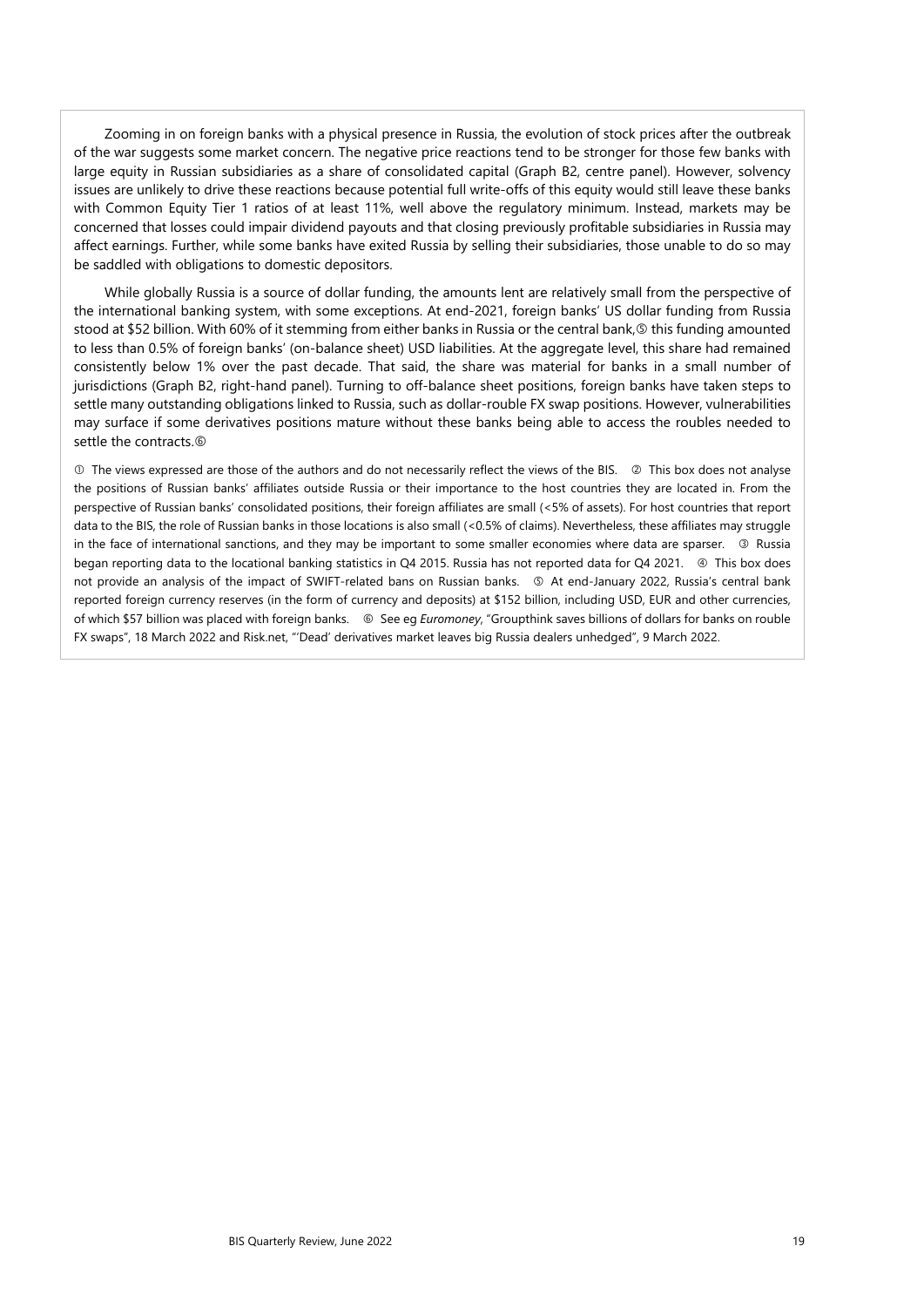Zooming in on foreign banks with a physical presence in Russia, the evolution of stock prices after the outbreak of the war suggests some market concern. The negative price reactions tend to be stronger for those few banks with large equity in Russian subsidiaries as a share of consolidated capital (Graph B2, centre panel). However, solvency issues are unlikely to drive these reactions because potential full write-offs of this equity would still leave these banks with Common Equity Tier 1 ratios of at least 11%, well above the regulatory minimum. Instead, markets may be concerned that losses could impair dividend payouts and that closing previously profitable subsidiaries in Russia may affect earnings. Further, while some banks have exited Russia by selling their subsidiaries, those unable to do so may be saddled with obligations to domestic depositors.

While globally Russia is a source of dollar funding, the amounts lent are relatively small from the perspective of the international banking system, with some exceptions. At end-2021, foreign banks' US dollar funding from Russia stood at $52 billion. With 60% of it stemming from either banks in Russia or the central bank,⑤ this funding amounted to less than 0.5% of foreign banks' (on-balance sheet) USD liabilities. At the aggregate level, this share had remained consistently below 1% over the past decade. That said, the share was material for banks in a small number of jurisdictions (Graph B2, right-hand panel). Turning to off-balance sheet positions, foreign banks have taken steps to settle many outstanding obligations linked to Russia, such as dollar-rouble FX swap positions. However, vulnerabilities may surface if some derivatives positions mature without these banks being able to access the roubles needed to settle the contracts.⑥

① The views expressed are those of the authors and do not necessarily reflect the views of the BIS. ② This box does not analyse the positions of Russian banks' affiliates outside Russia or their importance to the host countries they are located in. From the perspective of Russian banks' consolidated positions, their foreign affiliates are small (<5% of assets). For host countries that report data to the BIS, the role of Russian banks in those locations is also small (<0.5% of claims). Nevertheless, these affiliates may struggle in the face of international sanctions, and they may be important to some smaller economies where data are sparser. ③ Russia began reporting data to the locational banking statistics in Q4 2015. Russia has not reported data for Q4 2021. ④ This box does not provide an analysis of the impact of SWIFT-related bans on Russian banks. ⑤ At end-January 2022, Russia's central bank reported foreign currency reserves (in the form of currency and deposits) at $152 billion, including USD, EUR and other currencies, of which $57 billion was placed with foreign banks. ⑥ See eg *Euromoney*, "Groupthink saves billions of dollars for banks on rouble FX swaps", 18 March 2022 and Risk.net, "'Dead' derivatives market leaves big Russia dealers unhedged", 9 March 2022.